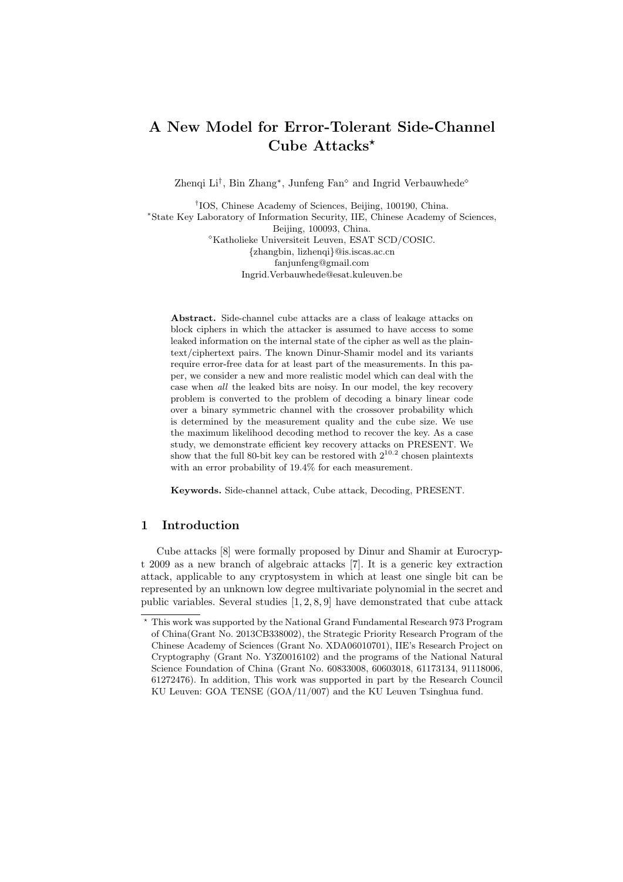# A New Model for Error-Tolerant Side-Channel Cube Attacks*

Zhenqi Li[†], Bin Zhang[*], Junfeng Fan[◇] and Ingrid Verbauwhede[◇]

[†]IOS, Chinese Academy of Sciences, Beijing, 100190, China.
[*]State Key Laboratory of Information Security, IIE, Chinese Academy of Sciences, Beijing, 100093, China.
[◇]Katholieke Universiteit Leuven, ESAT SCD/COSIC.
{zhangbin, lizhenqi}@is.iscas.ac.cn
fanjunfeng@gmail.com
Ingrid.Verbauwhede@esat.kuleuven.be

**Abstract.** Side-channel cube attacks are a class of leakage attacks on block ciphers in which the attacker is assumed to have access to some leaked information on the internal state of the cipher as well as the plaintext/ciphertext pairs. The known Dinur-Shamir model and its variants require error-free data for at least part of the measurements. In this paper, we consider a new and more realistic model which can deal with the case when *all* the leaked bits are noisy. In our model, the key recovery problem is converted to the problem of decoding a binary linear code over a binary symmetric channel with the crossover probability which is determined by the measurement quality and the cube size. We use the maximum likelihood decoding method to recover the key. As a case study, we demonstrate efficient key recovery attacks on PRESENT. We show that the full 80-bit key can be restored with $2^{10.2}$ chosen plaintexts with an error probability of 19.4% for each measurement.

**Keywords.** Side-channel attack, Cube attack, Decoding, PRESENT.

## 1 Introduction

Cube attacks [8] were formally proposed by Dinur and Shamir at Eurocrypt 2009 as a new branch of algebraic attacks [7]. It is a generic key extraction attack, applicable to any cryptosystem in which at least one single bit can be represented by an unknown low degree multivariate polynomial in the secret and public variables. Several studies [1, 2, 8, 9] have demonstrated that cube attack

---

* This work was supported by the National Grand Fundamental Research 973 Program of China(Grant No. 2013CB338002), the Strategic Priority Research Program of the Chinese Academy of Sciences (Grant No. XDA06010701), IIE's Research Project on Cryptography (Grant No. Y3Z0016102) and the programs of the National Natural Science Foundation of China (Grant No. 60833008, 60603018, 61173134, 91118006, 61272476). In addition, This work was supported in part by the Research Council KU Leuven: GOA TENSE (GOA/11/007) and the KU Leuven Tsinghua fund.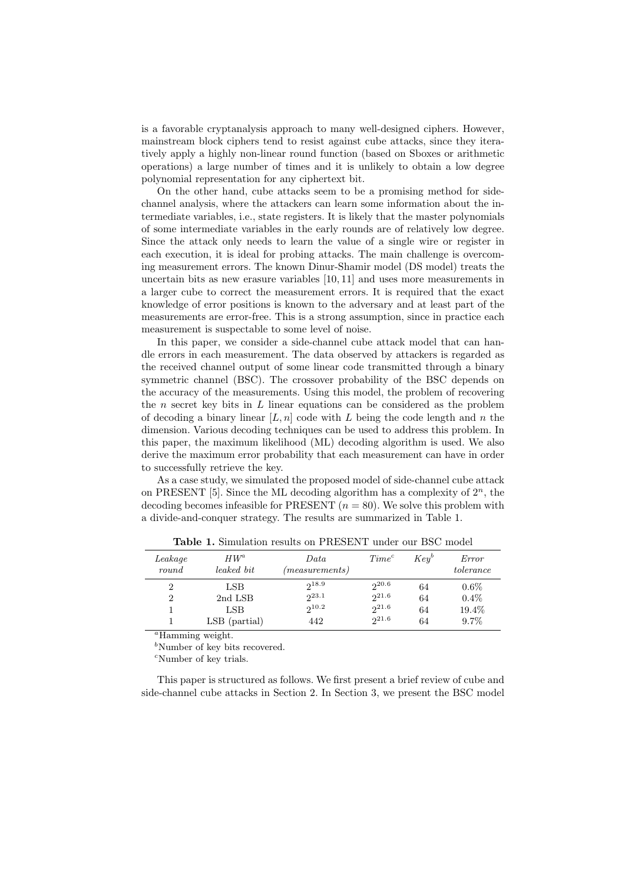is a favorable cryptanalysis approach to many well-designed ciphers. However, mainstream block ciphers tend to resist against cube attacks, since they iteratively apply a highly non-linear round function (based on Sboxes or arithmetic operations) a large number of times and it is unlikely to obtain a low degree polynomial representation for any ciphertext bit.

On the other hand, cube attacks seem to be a promising method for side-channel analysis, where the attackers can learn some information about the intermediate variables, i.e., state registers. It is likely that the master polynomials of some intermediate variables in the early rounds are of relatively low degree. Since the attack only needs to learn the value of a single wire or register in each execution, it is ideal for probing attacks. The main challenge is overcoming measurement errors. The known Dinur-Shamir model (DS model) treats the uncertain bits as new erasure variables [10, 11] and uses more measurements in a larger cube to correct the measurement errors. It is required that the exact knowledge of error positions is known to the adversary and at least part of the measurements are error-free. This is a strong assumption, since in practice each measurement is suspectable to some level of noise.

In this paper, we consider a side-channel cube attack model that can handle errors in each measurement. The data observed by attackers is regarded as the received channel output of some linear code transmitted through a binary symmetric channel (BSC). The crossover probability of the BSC depends on the accuracy of the measurements. Using this model, the problem of recovering the $n$ secret key bits in $L$ linear equations can be considered as the problem of decoding a binary linear $[L, n]$ code with $L$ being the code length and $n$ the dimension. Various decoding techniques can be used to address this problem. In this paper, the maximum likelihood (ML) decoding algorithm is used. We also derive the maximum error probability that each measurement can have in order to successfully retrieve the key.

As a case study, we simulated the proposed model of side-channel cube attack on PRESENT [5]. Since the ML decoding algorithm has a complexity of $2^n$, the decoding becomes infeasible for PRESENT ($n = 80$). We solve this problem with a divide-and-conquer strategy. The results are summarized in Table 1.

**Table 1.** Simulation results on PRESENT under our BSC model

| *Leakage round* | *HW*[a] *leaked bit* | *Data (measurements)* | *Time*[c] | *Key*[b] | *Error tolerance* |
|---|---|---|---|---|---|
| 2 | LSB | $2^{18.9}$ | $2^{20.6}$ | 64 | 0.6% |
| 2 | 2nd LSB | $2^{23.1}$ | $2^{21.6}$ | 64 | 0.4% |
| 1 | LSB | $2^{10.2}$ | $2^{21.6}$ | 64 | 19.4% |
| 1 | LSB (partial) | 442 | $2^{21.6}$ | 64 | 9.7% |

[a]Hamming weight.

[b]Number of key bits recovered.

[c]Number of key trials.

This paper is structured as follows. We first present a brief review of cube and side-channel cube attacks in Section 2. In Section 3, we present the BSC model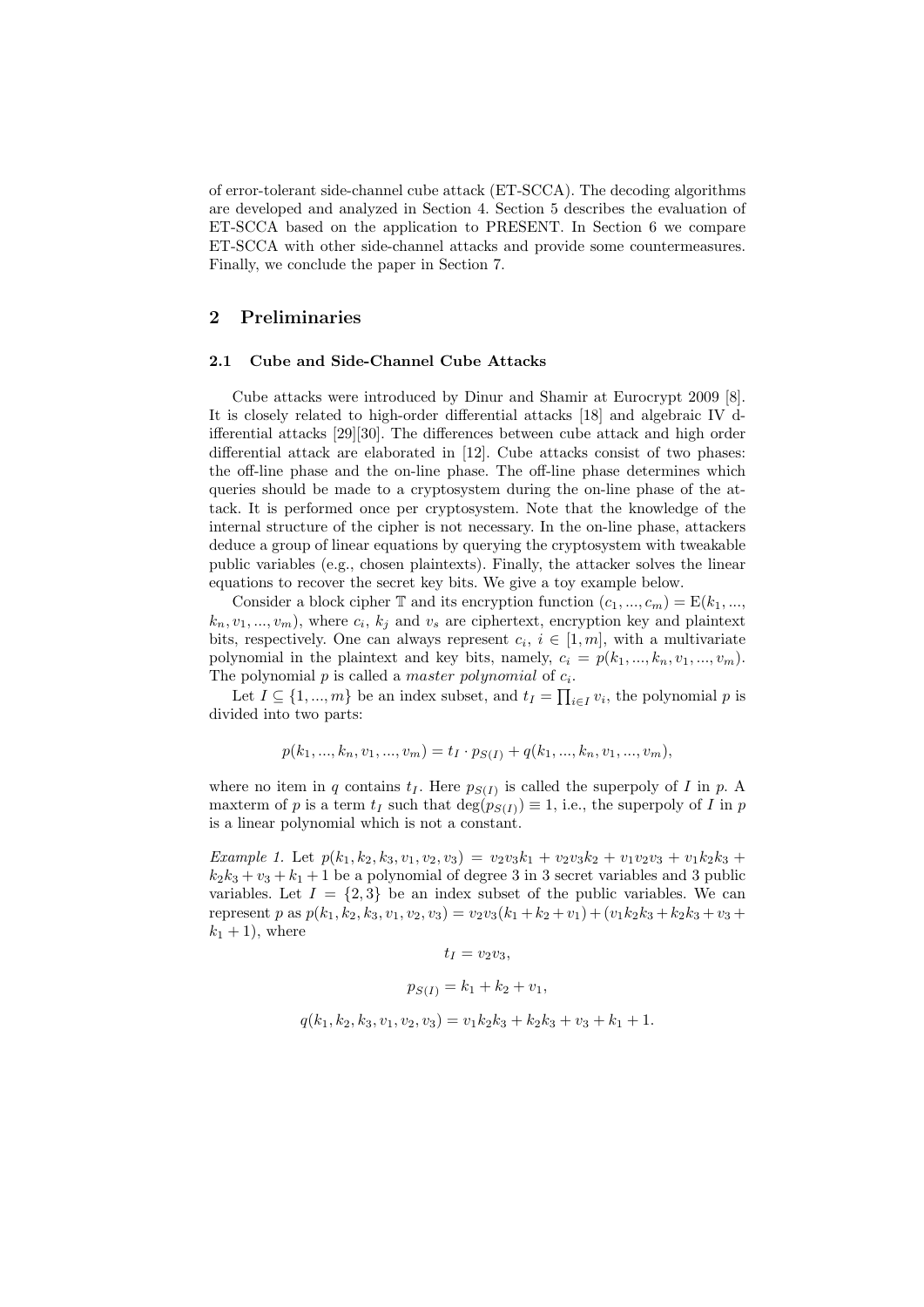of error-tolerant side-channel cube attack (ET-SCCA). The decoding algorithms are developed and analyzed in Section 4. Section 5 describes the evaluation of ET-SCCA based on the application to PRESENT. In Section 6 we compare ET-SCCA with other side-channel attacks and provide some countermeasures. Finally, we conclude the paper in Section 7.

## 2 Preliminaries

### 2.1 Cube and Side-Channel Cube Attacks

Cube attacks were introduced by Dinur and Shamir at Eurocrypt 2009 [8]. It is closely related to high-order differential attacks [18] and algebraic IV differential attacks [29][30]. The differences between cube attack and high order differential attack are elaborated in [12]. Cube attacks consist of two phases: the off-line phase and the on-line phase. The off-line phase determines which queries should be made to a cryptosystem during the on-line phase of the attack. It is performed once per cryptosystem. Note that the knowledge of the internal structure of the cipher is not necessary. In the on-line phase, attackers deduce a group of linear equations by querying the cryptosystem with tweakable public variables (e.g., chosen plaintexts). Finally, the attacker solves the linear equations to recover the secret key bits. We give a toy example below.

Consider a block cipher $\mathbb{T}$ and its encryption function $(c_1, ..., c_m) = \mathrm{E}(k_1, ..., k_n, v_1, ..., v_m)$, where $c_i$, $k_j$ and $v_s$ are ciphertext, encryption key and plaintext bits, respectively. One can always represent $c_i$, $i \in [1, m]$, with a multivariate polynomial in the plaintext and key bits, namely, $c_i = p(k_1, ..., k_n, v_1, ..., v_m)$. The polynomial $p$ is called a *master polynomial* of $c_i$.

Let $I \subseteq \{1, ..., m\}$ be an index subset, and $t_I = \prod_{i \in I} v_i$, the polynomial $p$ is divided into two parts:

$$p(k_1, ..., k_n, v_1, ..., v_m) = t_I \cdot p_{S(I)} + q(k_1, ..., k_n, v_1, ..., v_m),$$

where no item in $q$ contains $t_I$. Here $p_{S(I)}$ is called the superpoly of $I$ in $p$. A maxterm of $p$ is a term $t_I$ such that $\deg(p_{S(I)}) \equiv 1$, i.e., the superpoly of $I$ in $p$ is a linear polynomial which is not a constant.

*Example 1.* Let $p(k_1, k_2, k_3, v_1, v_2, v_3) = v_2v_3k_1 + v_2v_3k_2 + v_1v_2v_3 + v_1k_2k_3 + k_2k_3 + v_3 + k_1 + 1$ be a polynomial of degree 3 in 3 secret variables and 3 public variables. Let $I = \{2, 3\}$ be an index subset of the public variables. We can represent $p$ as $p(k_1, k_2, k_3, v_1, v_2, v_3) = v_2v_3(k_1 + k_2 + v_1) + (v_1k_2k_3 + k_2k_3 + v_3 + k_1 + 1)$, where

$$t_I = v_2v_3,$$

$$p_{S(I)} = k_1 + k_2 + v_1,$$

$$q(k_1, k_2, k_3, v_1, v_2, v_3) = v_1k_2k_3 + k_2k_3 + v_3 + k_1 + 1.$$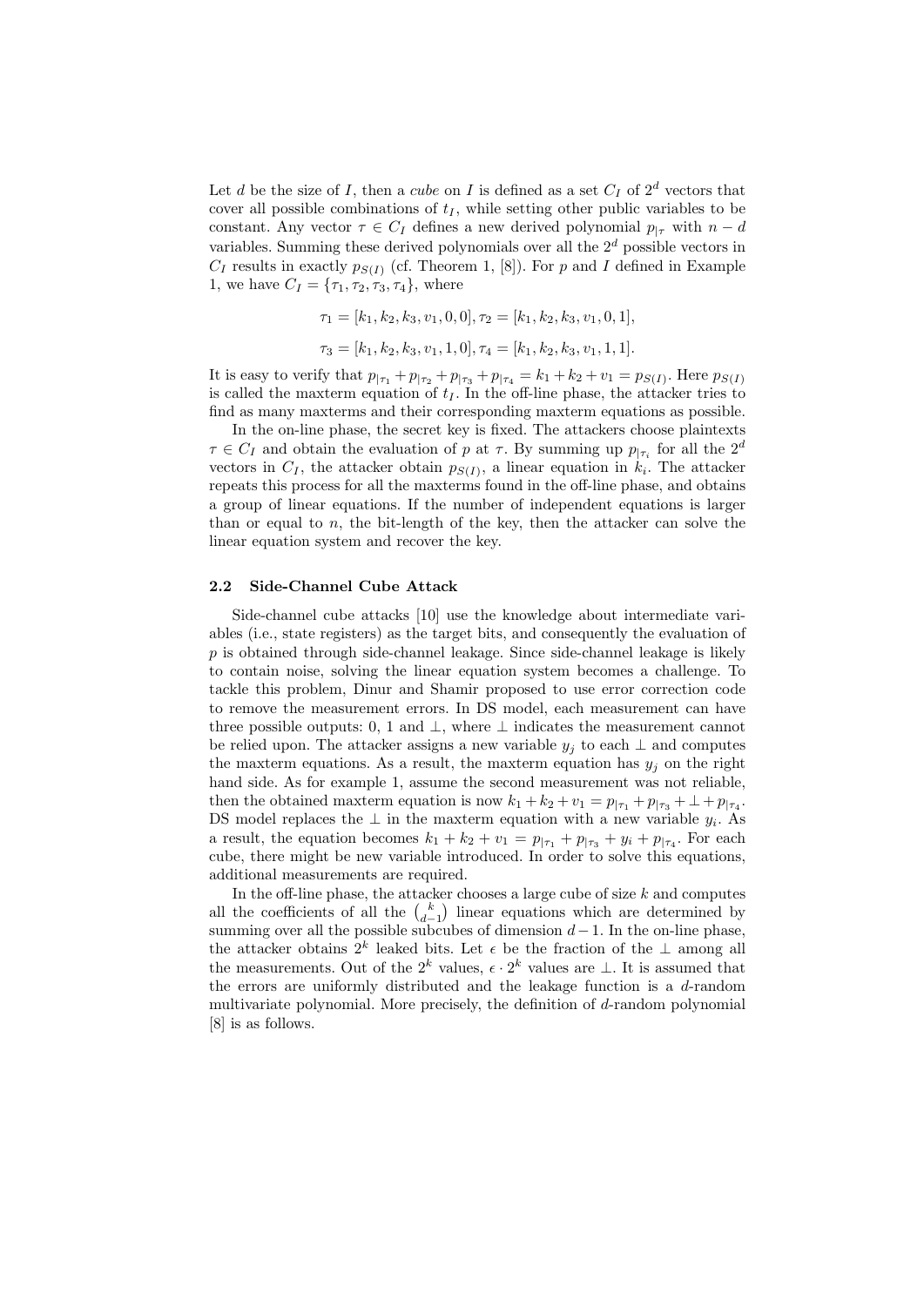Let $d$ be the size of $I$, then a *cube* on $I$ is defined as a set $C_I$ of $2^d$ vectors that cover all possible combinations of $t_I$, while setting other public variables to be constant. Any vector $\tau \in C_I$ defines a new derived polynomial $p_{|\tau}$ with $n-d$ variables. Summing these derived polynomials over all the $2^d$ possible vectors in $C_I$ results in exactly $p_{S(I)}$ (cf. Theorem 1, [8]). For $p$ and $I$ defined in Example 1, we have $C_I = \{\tau_1, \tau_2, \tau_3, \tau_4\}$, where

$$\tau_1 = [k_1, k_2, k_3, v_1, 0, 0], \tau_2 = [k_1, k_2, k_3, v_1, 0, 1],$$

$$\tau_3 = [k_1, k_2, k_3, v_1, 1, 0], \tau_4 = [k_1, k_2, k_3, v_1, 1, 1].$$

It is easy to verify that $p_{|\tau_1} + p_{|\tau_2} + p_{|\tau_3} + p_{|\tau_4} = k_1 + k_2 + v_1 = p_{S(I)}$. Here $p_{S(I)}$ is called the maxterm equation of $t_I$. In the off-line phase, the attacker tries to find as many maxterms and their corresponding maxterm equations as possible.

In the on-line phase, the secret key is fixed. The attackers choose plaintexts $\tau \in C_I$ and obtain the evaluation of $p$ at $\tau$. By summing up $p_{|\tau_i}$ for all the $2^d$ vectors in $C_I$, the attacker obtain $p_{S(I)}$, a linear equation in $k_i$. The attacker repeats this process for all the maxterms found in the off-line phase, and obtains a group of linear equations. If the number of independent equations is larger than or equal to $n$, the bit-length of the key, then the attacker can solve the linear equation system and recover the key.

### 2.2 Side-Channel Cube Attack

Side-channel cube attacks [10] use the knowledge about intermediate variables (i.e., state registers) as the target bits, and consequently the evaluation of $p$ is obtained through side-channel leakage. Since side-channel leakage is likely to contain noise, solving the linear equation system becomes a challenge. To tackle this problem, Dinur and Shamir proposed to use error correction code to remove the measurement errors. In DS model, each measurement can have three possible outputs: 0, 1 and $\perp$, where $\perp$ indicates the measurement cannot be relied upon. The attacker assigns a new variable $y_j$ to each $\perp$ and computes the maxterm equations. As a result, the maxterm equation has $y_j$ on the right hand side. As for example 1, assume the second measurement was not reliable, then the obtained maxterm equation is now $k_1 + k_2 + v_1 = p_{|\tau_1} + p_{|\tau_3} + \perp + p_{|\tau_4}$. DS model replaces the $\perp$ in the maxterm equation with a new variable $y_i$. As a result, the equation becomes $k_1 + k_2 + v_1 = p_{|\tau_1} + p_{|\tau_3} + y_i + p_{|\tau_4}$. For each cube, there might be new variable introduced. In order to solve this equations, additional measurements are required.

In the off-line phase, the attacker chooses a large cube of size $k$ and computes all the coefficients of all the $\binom{k}{d-1}$ linear equations which are determined by summing over all the possible subcubes of dimension $d-1$. In the on-line phase, the attacker obtains $2^k$ leaked bits. Let $\epsilon$ be the fraction of the $\perp$ among all the measurements. Out of the $2^k$ values, $\epsilon \cdot 2^k$ values are $\perp$. It is assumed that the errors are uniformly distributed and the leakage function is a $d$-random multivariate polynomial. More precisely, the definition of $d$-random polynomial [8] is as follows.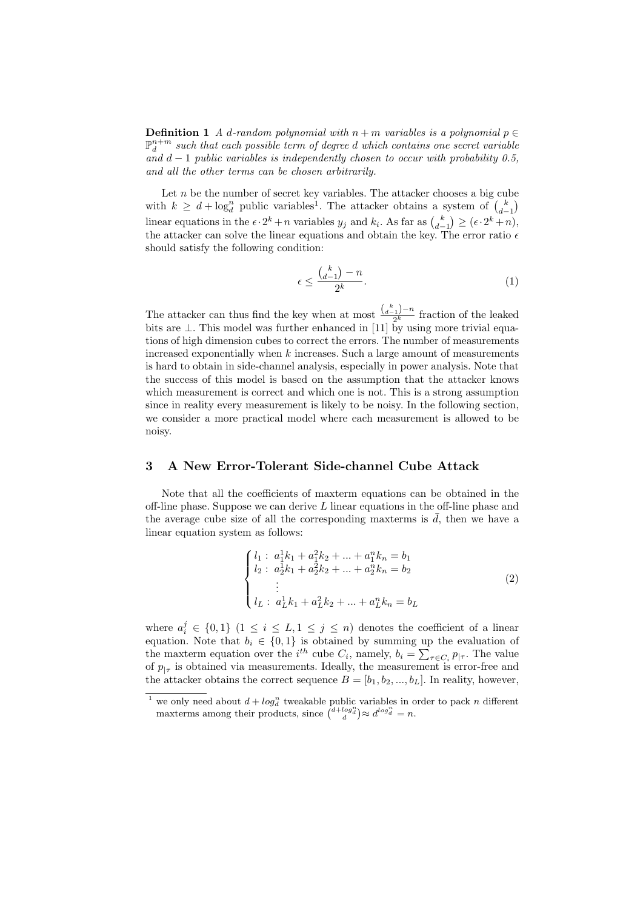**Definition 1** *A $d$-random polynomial with $n+m$ variables is a polynomial $p \in \mathbb{P}_d^{n+m}$ such that each possible term of degree $d$ which contains one secret variable and $d-1$ public variables is independently chosen to occur with probability 0.5, and all the other terms can be chosen arbitrarily.*

Let $n$ be the number of secret key variables. The attacker chooses a big cube with $k \geq d + \log_d^n$ public variables[1]. The attacker obtains a system of $\binom{k}{d-1}$ linear equations in the $\epsilon \cdot 2^k + n$ variables $y_j$ and $k_i$. As far as $\binom{k}{d-1} \geq (\epsilon \cdot 2^k + n)$, the attacker can solve the linear equations and obtain the key. The error ratio $\epsilon$ should satisfy the following condition:

$$\epsilon \leq \frac{\binom{k}{d-1} - n}{2^k}. \tag{1}$$

The attacker can thus find the key when at most $\frac{\binom{k}{d-1} - n}{2^k}$ fraction of the leaked bits are $\perp$. This model was further enhanced in [11] by using more trivial equations of high dimension cubes to correct the errors. The number of measurements increased exponentially when $k$ increases. Such a large amount of measurements is hard to obtain in side-channel analysis, especially in power analysis. Note that the success of this model is based on the assumption that the attacker knows which measurement is correct and which one is not. This is a strong assumption since in reality every measurement is likely to be noisy. In the following section, we consider a more practical model where each measurement is allowed to be noisy.

## 3 A New Error-Tolerant Side-channel Cube Attack

Note that all the coefficients of maxterm equations can be obtained in the off-line phase. Suppose we can derive $L$ linear equations in the off-line phase and the average cube size of all the corresponding maxterms is $\bar{d}$, then we have a linear equation system as follows:

$$\begin{cases} l_1: \ a_1^1 k_1 + a_1^2 k_2 + ... + a_1^n k_n = b_1 \\ l_2: \ a_2^1 k_1 + a_2^2 k_2 + ... + a_2^n k_n = b_2 \\ \quad \vdots \\ l_L: \ a_L^1 k_1 + a_L^2 k_2 + ... + a_L^n k_n = b_L \end{cases} \tag{2}$$

where $a_i^j \in \{0, 1\}$ $(1 \leq i \leq L, 1 \leq j \leq n)$ denotes the coefficient of a linear equation. Note that $b_i \in \{0, 1\}$ is obtained by summing up the evaluation of the maxterm equation over the $i^{th}$ cube $C_i$, namely, $b_i = \sum_{\tau \in C_i} p_{|\tau}$. The value of $p_{|\tau}$ is obtained via measurements. Ideally, the measurement is error-free and the attacker obtains the correct sequence $B = [b_1, b_2, ..., b_L]$. In reality, however,

---

[1] we only need about $d + log_d^n$ tweakable public variables in order to pack $n$ different maxterms among their products, since $\binom{d+log_d^n}{d} \approx d^{log_d^n} = n$.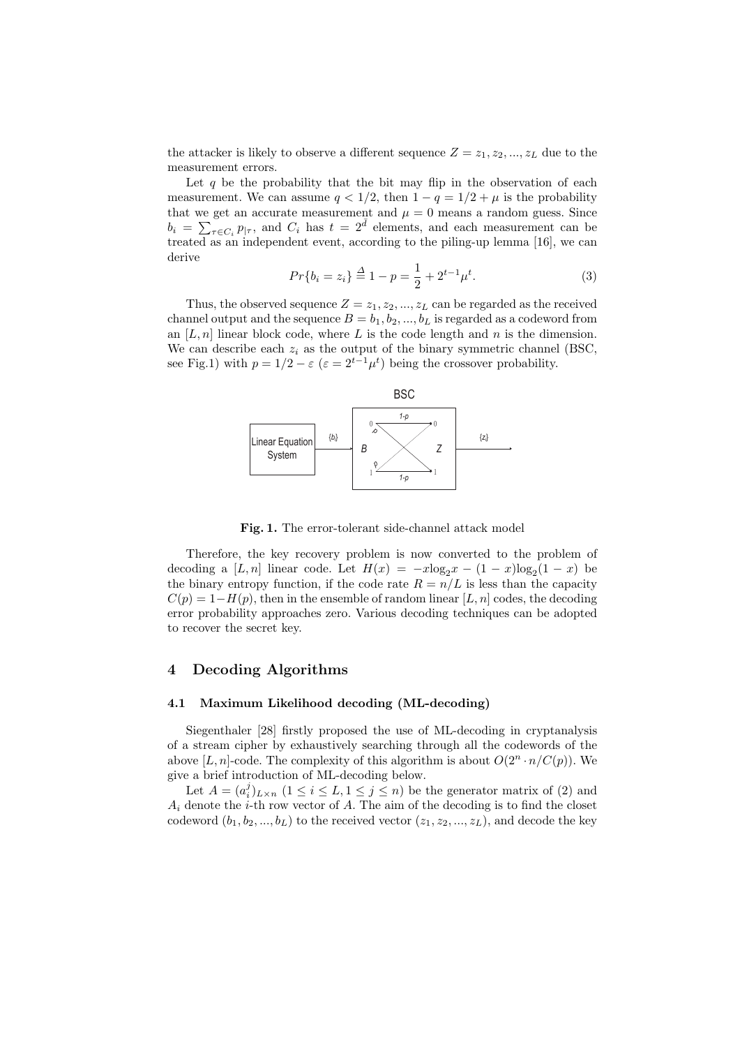the attacker is likely to observe a different sequence $Z = z_1, z_2, ..., z_L$ due to the measurement errors.

Let $q$ be the probability that the bit may flip in the observation of each measurement. We can assume $q < 1/2$, then $1 - q = 1/2 + \mu$ is the probability that we get an accurate measurement and $\mu = 0$ means a random guess. Since $b_i = \sum_{\tau \in C_i} p_{|\tau}$, and $C_i$ has $t = 2^{\bar{d}}$ elements, and each measurement can be treated as an independent event, according to the piling-up lemma [16], we can derive

$$Pr\{b_i = z_i\} \stackrel{\Delta}{=} 1 - p = \frac{1}{2} + 2^{t-1}\mu^t. \tag{3}$$

Thus, the observed sequence $Z = z_1, z_2, ..., z_L$ can be regarded as the received channel output and the sequence $B = b_1, b_2, ..., b_L$ is regarded as a codeword from an $[L, n]$ linear block code, where $L$ is the code length and $n$ is the dimension. We can describe each $z_i$ as the output of the binary symmetric channel (BSC, see Fig.1) with $p = 1/2 - \varepsilon$ ($\varepsilon = 2^{t-1}\mu^t$) being the crossover probability.

**Fig. 1.** The error-tolerant side-channel attack model

Therefore, the key recovery problem is now converted to the problem of decoding a $[L, n]$ linear code. Let $H(x) = -x\log_2 x - (1 - x)\log_2(1 - x)$ be the binary entropy function, if the code rate $R = n/L$ is less than the capacity $C(p) = 1 - H(p)$, then in the ensemble of random linear $[L, n]$ codes, the decoding error probability approaches zero. Various decoding techniques can be adopted to recover the secret key.

## 4 Decoding Algorithms

### 4.1 Maximum Likelihood decoding (ML-decoding)

Siegenthaler [28] firstly proposed the use of ML-decoding in cryptanalysis of a stream cipher by exhaustively searching through all the codewords of the above $[L, n]$-code. The complexity of this algorithm is about $O(2^n \cdot n/C(p))$. We give a brief introduction of ML-decoding below.

Let $A = (a_i^j)_{L \times n}$ $(1 \leq i \leq L, 1 \leq j \leq n)$ be the generator matrix of (2) and $A_i$ denote the $i$-th row vector of $A$. The aim of the decoding is to find the closet codeword $(b_1, b_2, ..., b_L)$ to the received vector $(z_1, z_2, ..., z_L)$, and decode the key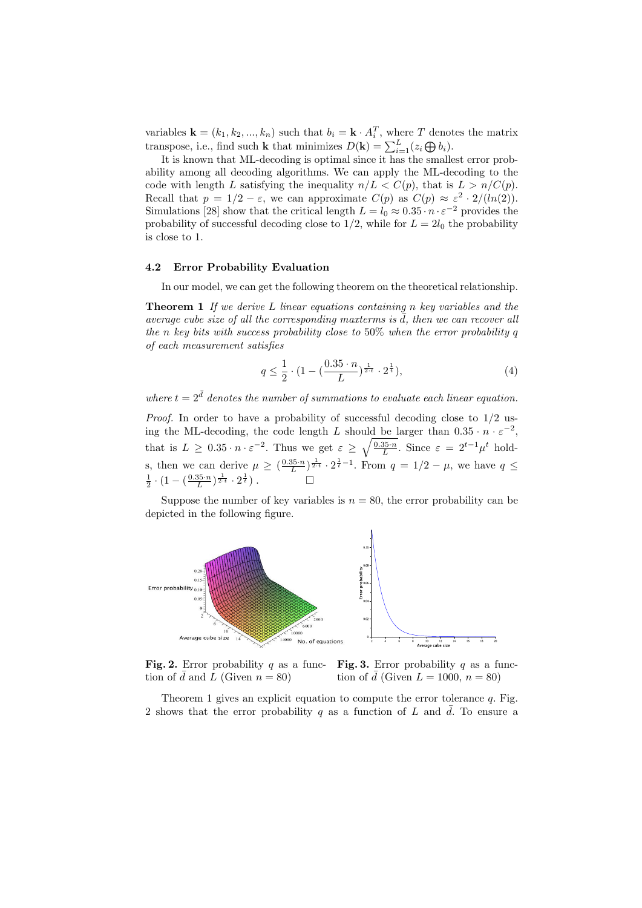variables $\mathbf{k} = (k_1, k_2, ..., k_n)$ such that $b_i = \mathbf{k} \cdot A_i^T$, where $T$ denotes the matrix transpose, i.e., find such $\mathbf{k}$ that minimizes $D(\mathbf{k}) = \sum_{i=1}^{L}(z_i \bigoplus b_i)$.

It is known that ML-decoding is optimal since it has the smallest error probability among all decoding algorithms. We can apply the ML-decoding to the code with length $L$ satisfying the inequality $n/L < C(p)$, that is $L > n/C(p)$. Recall that $p = 1/2 - \varepsilon$, we can approximate $C(p)$ as $C(p) \approx \varepsilon^2 \cdot 2/(ln(2))$. Simulations [28] show that the critical length $L = l_0 \approx 0.35 \cdot n \cdot \varepsilon^{-2}$ provides the probability of successful decoding close to $1/2$, while for $L = 2l_0$ the probability is close to 1.

### 4.2 Error Probability Evaluation

In our model, we can get the following theorem on the theoretical relationship.

**Theorem 1** *If we derive $L$ linear equations containing $n$ key variables and the average cube size of all the corresponding maxterms is $\bar{d}$, then we can recover all the $n$ key bits with success probability close to 50% when the error probability $q$ of each measurement satisfies*

$$q \leq \frac{1}{2} \cdot (1 - (\frac{0.35 \cdot n}{L})^{\frac{1}{2 \cdot t}} \cdot 2^{\frac{1}{t}}), \tag{4}$$

*where $t = 2^{\bar{d}}$ denotes the number of summations to evaluate each linear equation.*

*Proof.* In order to have a probability of successful decoding close to $1/2$ using the ML-decoding, the code length $L$ should be larger than $0.35 \cdot n \cdot \varepsilon^{-2}$, that is $L \geq 0.35 \cdot n \cdot \varepsilon^{-2}$. Thus we get $\varepsilon \geq \sqrt{\frac{0.35 \cdot n}{L}}$. Since $\varepsilon = 2^{t-1}\mu^t$ holds, then we can derive $\mu \geq (\frac{0.35 \cdot n}{L})^{\frac{1}{2 \cdot t}} \cdot 2^{\frac{1}{t}-1}$. From $q = 1/2 - \mu$, we have $q \leq \frac{1}{2} \cdot (1 - (\frac{0.35 \cdot n}{L})^{\frac{1}{2 \cdot t}} \cdot 2^{\frac{1}{t}})$ . □

Suppose the number of key variables is $n = 80$, the error probability can be depicted in the following figure.

**Fig. 2.** Error probability $q$ as a function of $\bar{d}$ and $L$ (Given $n = 80$)

**Fig. 3.** Error probability $q$ as a function of $\bar{d}$ (Given $L = 1000$, $n = 80$)

Theorem 1 gives an explicit equation to compute the error tolerance $q$. Fig. 2 shows that the error probability $q$ as a function of $L$ and $\bar{d}$. To ensure a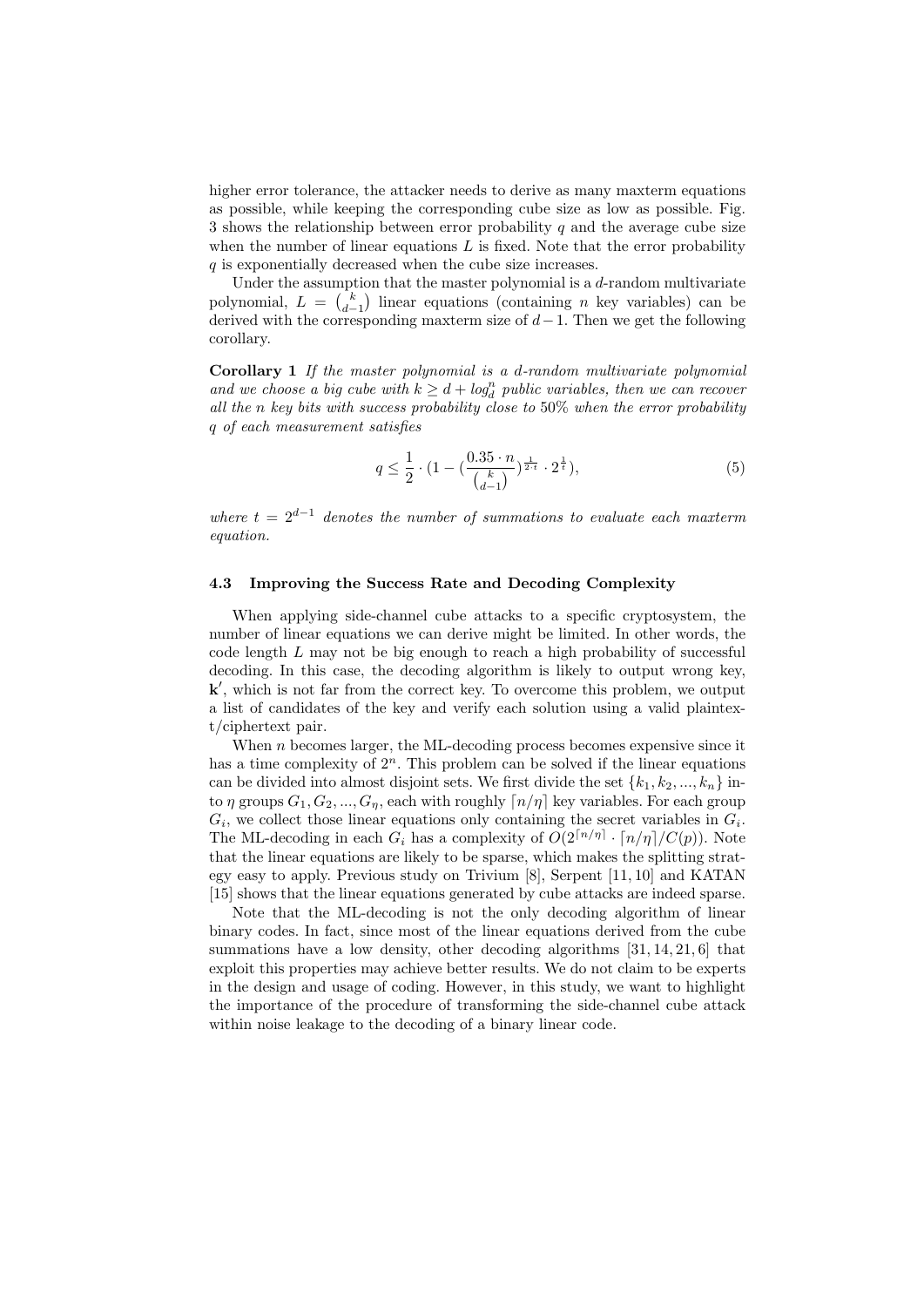higher error tolerance, the attacker needs to derive as many maxterm equations as possible, while keeping the corresponding cube size as low as possible. Fig. 3 shows the relationship between error probability $q$ and the average cube size when the number of linear equations $L$ is fixed. Note that the error probability $q$ is exponentially decreased when the cube size increases.

Under the assumption that the master polynomial is a $d$-random multivariate polynomial, $L = \binom{k}{d-1}$ linear equations (containing $n$ key variables) can be derived with the corresponding maxterm size of $d-1$. Then we get the following corollary.

**Corollary 1** *If the master polynomial is a $d$-random multivariate polynomial and we choose a big cube with $k \geq d + log_d^n$ public variables, then we can recover all the $n$ key bits with success probability close to 50% when the error probability $q$ of each measurement satisfies*

$$q \leq \frac{1}{2} \cdot (1 - (\frac{0.35 \cdot n}{\binom{k}{d-1}})^{\frac{1}{2 \cdot t}} \cdot 2^{\frac{1}{t}}), \tag{5}$$

*where $t = 2^{d-1}$ denotes the number of summations to evaluate each maxterm equation.*

### 4.3 Improving the Success Rate and Decoding Complexity

When applying side-channel cube attacks to a specific cryptosystem, the number of linear equations we can derive might be limited. In other words, the code length $L$ may not be big enough to reach a high probability of successful decoding. In this case, the decoding algorithm is likely to output wrong key, $\mathbf{k}'$, which is not far from the correct key. To overcome this problem, we output a list of candidates of the key and verify each solution using a valid plaintext/ciphertext pair.

When $n$ becomes larger, the ML-decoding process becomes expensive since it has a time complexity of $2^n$. This problem can be solved if the linear equations can be divided into almost disjoint sets. We first divide the set $\{k_1, k_2, ..., k_n\}$ into $\eta$ groups $G_1, G_2, ..., G_\eta$, each with roughly $\lceil n/\eta \rceil$ key variables. For each group $G_i$, we collect those linear equations only containing the secret variables in $G_i$. The ML-decoding in each $G_i$ has a complexity of $O(2^{\lceil n/\eta \rceil} \cdot \lceil n/\eta \rceil / C(p))$. Note that the linear equations are likely to be sparse, which makes the splitting strategy easy to apply. Previous study on Trivium [8], Serpent [11, 10] and KATAN [15] shows that the linear equations generated by cube attacks are indeed sparse.

Note that the ML-decoding is not the only decoding algorithm of linear binary codes. In fact, since most of the linear equations derived from the cube summations have a low density, other decoding algorithms [31, 14, 21, 6] that exploit this properties may achieve better results. We do not claim to be experts in the design and usage of coding. However, in this study, we want to highlight the importance of the procedure of transforming the side-channel cube attack within noise leakage to the decoding of a binary linear code.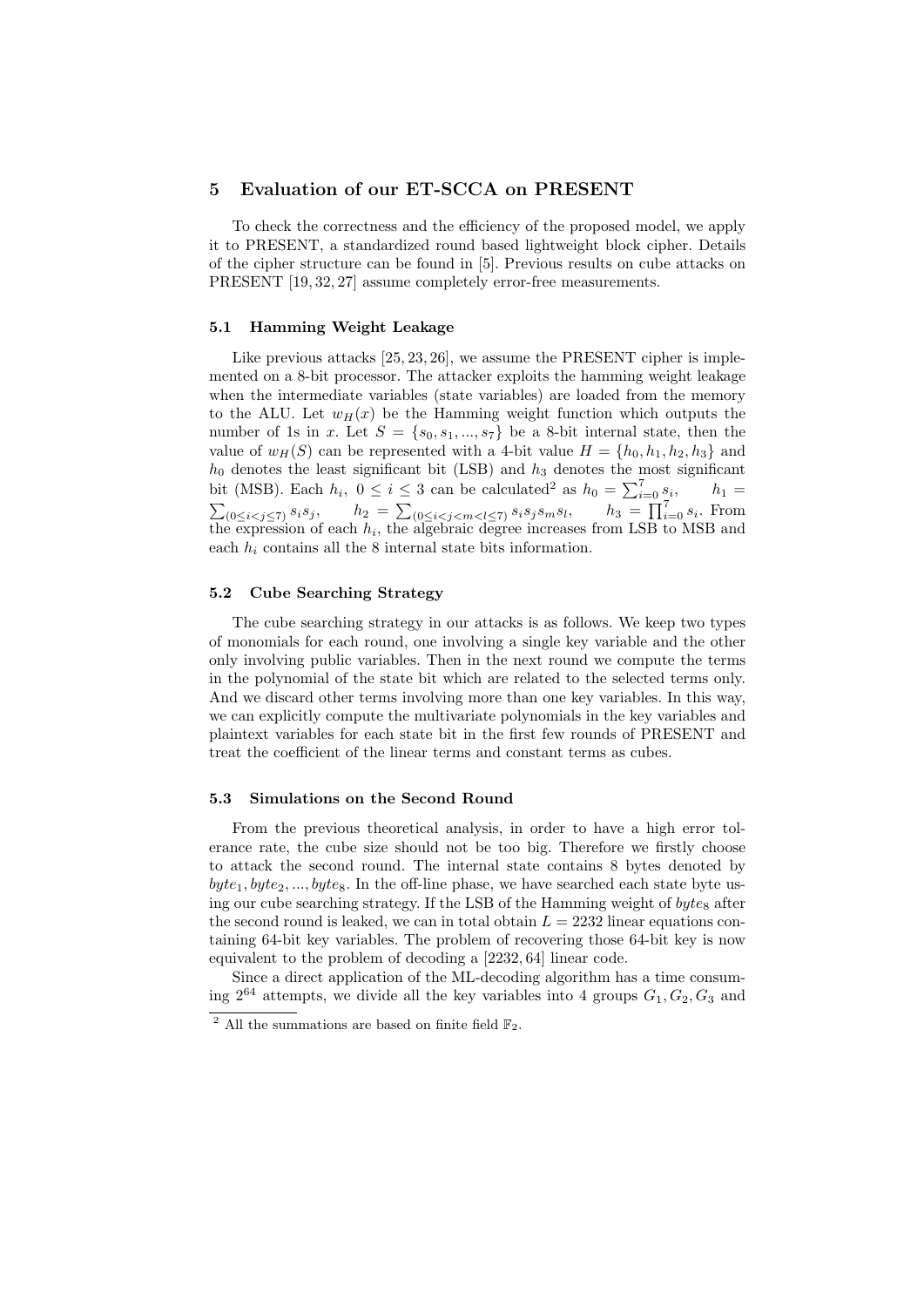## 5 Evaluation of our ET-SCCA on PRESENT

To check the correctness and the efficiency of the proposed model, we apply it to PRESENT, a standardized round based lightweight block cipher. Details of the cipher structure can be found in [5]. Previous results on cube attacks on PRESENT [19, 32, 27] assume completely error-free measurements.

### 5.1 Hamming Weight Leakage

Like previous attacks [25, 23, 26], we assume the PRESENT cipher is implemented on a 8-bit processor. The attacker exploits the hamming weight leakage when the intermediate variables (state variables) are loaded from the memory to the ALU. Let $w_H(x)$ be the Hamming weight function which outputs the number of 1s in $x$. Let $S = \{s_0, s_1, ..., s_7\}$ be a 8-bit internal state, then the value of $w_H(S)$ can be represented with a 4-bit value $H = \{h_0, h_1, h_2, h_3\}$ and $h_0$ denotes the least significant bit (LSB) and $h_3$ denotes the most significant bit (MSB). Each $h_i$, $0 \leq i \leq 3$ can be calculated[2] as $h_0 = \sum_{i=0}^{7} s_i$, $h_1 = \sum_{(0 \leq i < j \leq 7)} s_i s_j$, $h_2 = \sum_{(0 \leq i < j < m < l \leq 7)} s_i s_j s_m s_l$, $h_3 = \prod_{i=0}^{7} s_i$. From the expression of each $h_i$, the algebraic degree increases from LSB to MSB and each $h_i$ contains all the 8 internal state bits information.

### 5.2 Cube Searching Strategy

The cube searching strategy in our attacks is as follows. We keep two types of monomials for each round, one involving a single key variable and the other only involving public variables. Then in the next round we compute the terms in the polynomial of the state bit which are related to the selected terms only. And we discard other terms involving more than one key variables. In this way, we can explicitly compute the multivariate polynomials in the key variables and plaintext variables for each state bit in the first few rounds of PRESENT and treat the coefficient of the linear terms and constant terms as cubes.

### 5.3 Simulations on the Second Round

From the previous theoretical analysis, in order to have a high error tolerance rate, the cube size should not be too big. Therefore we firstly choose to attack the second round. The internal state contains 8 bytes denoted by $byte_1, byte_2, ..., byte_8$. In the off-line phase, we have searched each state byte using our cube searching strategy. If the LSB of the Hamming weight of $byte_8$ after the second round is leaked, we can in total obtain $L = 2232$ linear equations containing 64-bit key variables. The problem of recovering those 64-bit key is now equivalent to the problem of decoding a $[2232, 64]$ linear code.

Since a direct application of the ML-decoding algorithm has a time consuming $2^{64}$ attempts, we divide all the key variables into 4 groups $G_1, G_2, G_3$ and

[2] All the summations are based on finite field $\mathbb{F}_2$.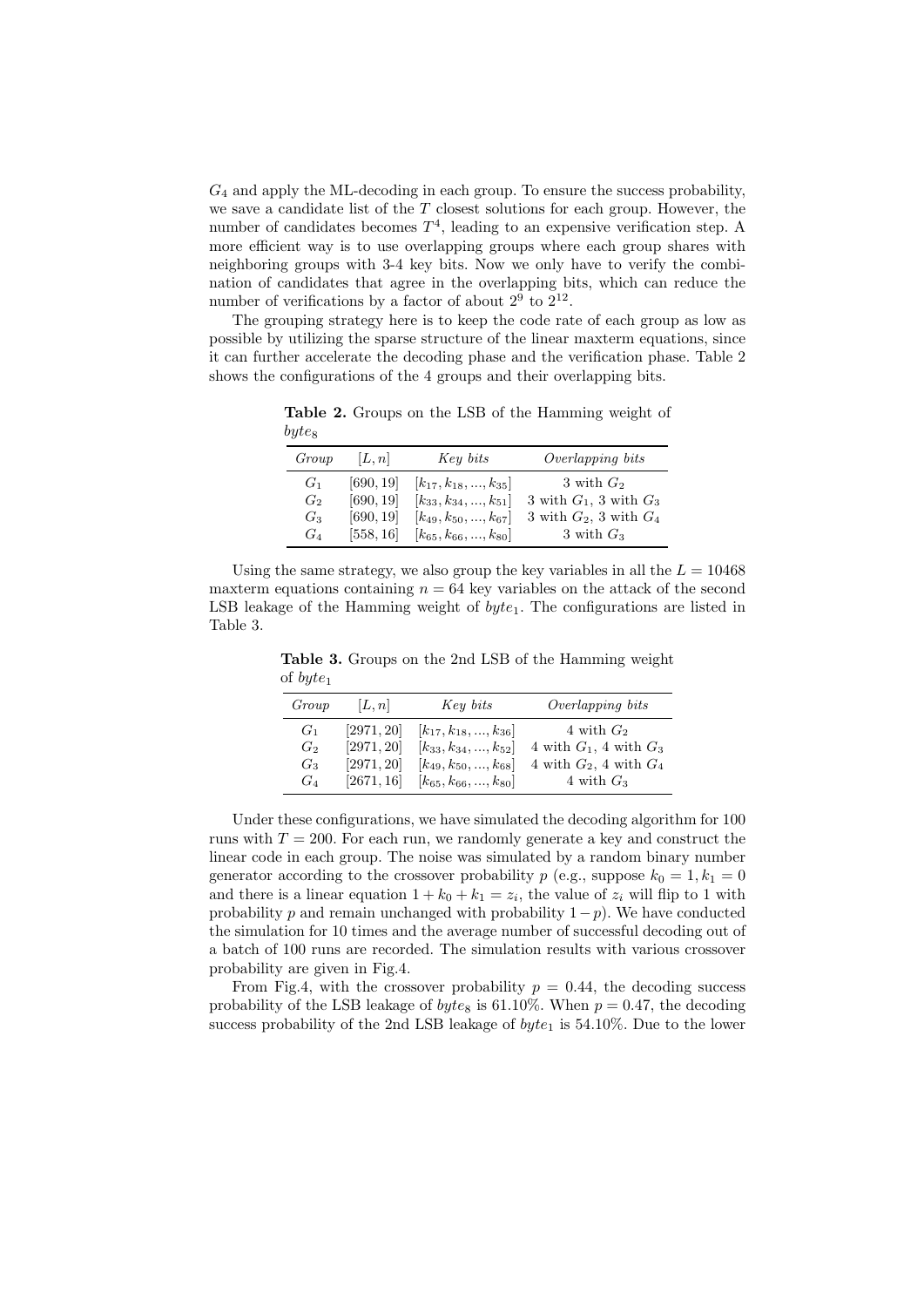$G_4$ and apply the ML-decoding in each group. To ensure the success probability, we save a candidate list of the $T$ closest solutions for each group. However, the number of candidates becomes $T^4$, leading to an expensive verification step. A more efficient way is to use overlapping groups where each group shares with neighboring groups with 3-4 key bits. Now we only have to verify the combination of candidates that agree in the overlapping bits, which can reduce the number of verifications by a factor of about $2^9$ to $2^{12}$.

The grouping strategy here is to keep the code rate of each group as low as possible by utilizing the sparse structure of the linear maxterm equations, since it can further accelerate the decoding phase and the verification phase. Table 2 shows the configurations of the 4 groups and their overlapping bits.

**Table 2.** Groups on the LSB of the Hamming weight of $byte_8$

| *Group* | $[L, n]$ | *Key bits* | *Overlapping bits* |
|---|---|---|---|
| $G_1$ | $[690, 19]$ | $[k_{17}, k_{18}, ..., k_{35}]$ | 3 with $G_2$ |
| $G_2$ | $[690, 19]$ | $[k_{33}, k_{34}, ..., k_{51}]$ | 3 with $G_1$, 3 with $G_3$ |
| $G_3$ | $[690, 19]$ | $[k_{49}, k_{50}, ..., k_{67}]$ | 3 with $G_2$, 3 with $G_4$ |
| $G_4$ | $[558, 16]$ | $[k_{65}, k_{66}, ..., k_{80}]$ | 3 with $G_3$ |

Using the same strategy, we also group the key variables in all the $L = 10468$ maxterm equations containing $n = 64$ key variables on the attack of the second LSB leakage of the Hamming weight of $byte_1$. The configurations are listed in Table 3.

**Table 3.** Groups on the 2nd LSB of the Hamming weight of $byte_1$

| *Group* | $[L, n]$ | *Key bits* | *Overlapping bits* |
|---|---|---|---|
| $G_1$ | $[2971, 20]$ | $[k_{17}, k_{18}, ..., k_{36}]$ | 4 with $G_2$ |
| $G_2$ | $[2971, 20]$ | $[k_{33}, k_{34}, ..., k_{52}]$ | 4 with $G_1$, 4 with $G_3$ |
| $G_3$ | $[2971, 20]$ | $[k_{49}, k_{50}, ..., k_{68}]$ | 4 with $G_2$, 4 with $G_4$ |
| $G_4$ | $[2671, 16]$ | $[k_{65}, k_{66}, ..., k_{80}]$ | 4 with $G_3$ |

Under these configurations, we have simulated the decoding algorithm for 100 runs with $T = 200$. For each run, we randomly generate a key and construct the linear code in each group. The noise was simulated by a random binary number generator according to the crossover probability $p$ (e.g., suppose $k_0 = 1, k_1 = 0$ and there is a linear equation $1 + k_0 + k_1 = z_i$, the value of $z_i$ will flip to 1 with probability $p$ and remain unchanged with probability $1 - p$). We have conducted the simulation for 10 times and the average number of successful decoding out of a batch of 100 runs are recorded. The simulation results with various crossover probability are given in Fig.4.

From Fig.4, with the crossover probability $p = 0.44$, the decoding success probability of the LSB leakage of $byte_8$ is 61.10%. When $p = 0.47$, the decoding success probability of the 2nd LSB leakage of $byte_1$ is 54.10%. Due to the lower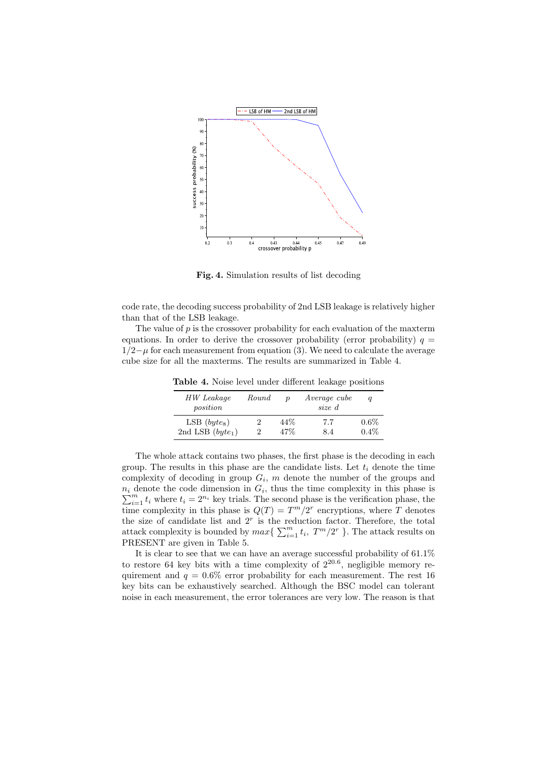**Fig. 4.** Simulation results of list decoding

code rate, the decoding success probability of 2nd LSB leakage is relatively higher than that of the LSB leakage.

The value of $p$ is the crossover probability for each evaluation of the maxterm equations. In order to derive the crossover probability (error probability) $q = 1/2-\mu$ for each measurement from equation (3). We need to calculate the average cube size for all the maxterms. The results are summarized in Table 4.

**Table 4.** Noise level under different leakage positions

| *HW Leakage position* | *Round* | $p$ | *Average cube size d* | $q$ |
|---|---|---|---|---|
| LSB ($byte_8$) | 2 | 44% | 7.7 | 0.6% |
| 2nd LSB ($byte_1$) | 2 | 47% | 8.4 | 0.4% |

The whole attack contains two phases, the first phase is the decoding in each group. The results in this phase are the candidate lists. Let $t_i$ denote the time complexity of decoding in group $G_i$, $m$ denote the number of the groups and $n_i$ denote the code dimension in $G_i$, thus the time complexity in this phase is $\sum_{i=1}^{m} t_i$ where $t_i = 2^{n_i}$ key trials. The second phase is the verification phase, the time complexity in this phase is $Q(T) = T^m/2^r$ encryptions, where $T$ denotes the size of candidate list and $2^r$ is the reduction factor. Therefore, the total attack complexity is bounded by $max\{\ \sum_{i=1}^{m} t_i,\ T^m/2^r\ \}$. The attack results on PRESENT are given in Table 5.

It is clear to see that we can have an average successful probability of 61.1% to restore 64 key bits with a time complexity of $2^{20.6}$, negligible memory requirement and $q = 0.6\%$ error probability for each measurement. The rest 16 key bits can be exhaustively searched. Although the BSC model can tolerant noise in each measurement, the error tolerances are very low. The reason is that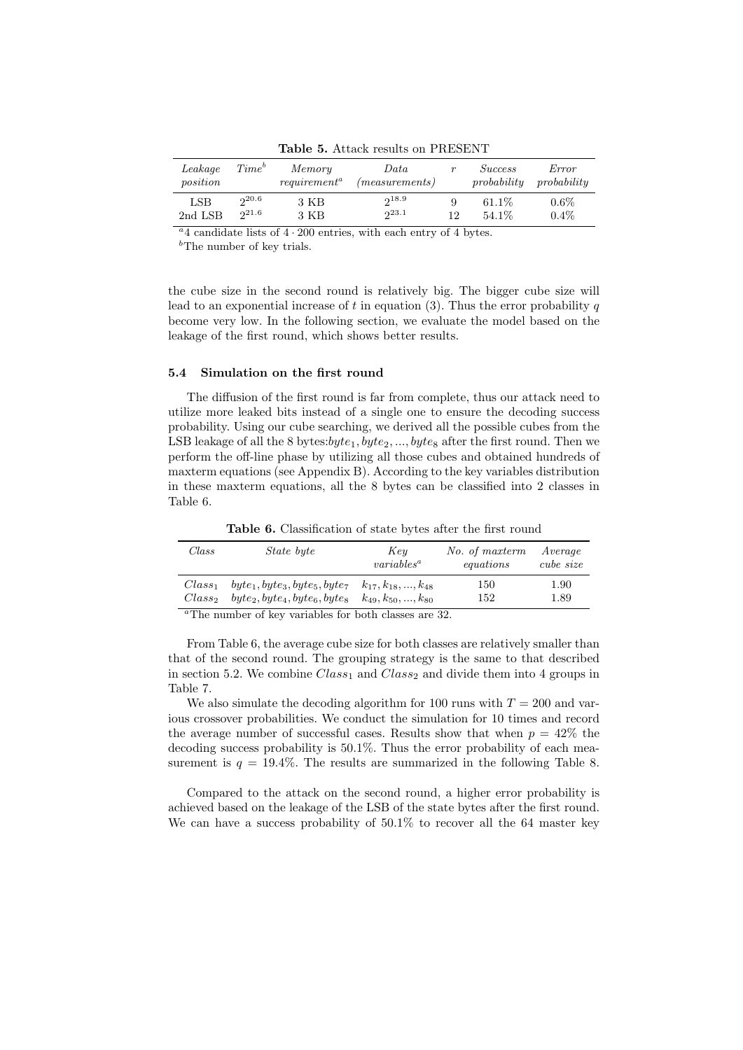**Table 5.** Attack results on PRESENT

| *Leakage position* | *Time*[b] | *Memory requirement*[a] | *Data (measurements)* | $r$ | *Success probability* | *Error probability* |
|---|---|---|---|---|---|---|
| LSB | $2^{20.6}$ | 3 KB | $2^{18.9}$ | 9 | 61.1% | 0.6% |
| 2nd LSB | $2^{21.6}$ | 3 KB | $2^{23.1}$ | 12 | 54.1% | 0.4% |

[a] 4 candidate lists of $4 \cdot 200$ entries, with each entry of 4 bytes.
[b] The number of key trials.

the cube size in the second round is relatively big. The bigger cube size will lead to an exponential increase of $t$ in equation (3). Thus the error probability $q$ become very low. In the following section, we evaluate the model based on the leakage of the first round, which shows better results.

### 5.4 Simulation on the first round

The diffusion of the first round is far from complete, thus our attack need to utilize more leaked bits instead of a single one to ensure the decoding success probability. Using our cube searching, we derived all the possible cubes from the LSB leakage of all the 8 bytes:$byte_1, byte_2, ..., byte_8$ after the first round. Then we perform the off-line phase by utilizing all those cubes and obtained hundreds of maxterm equations (see Appendix B). According to the key variables distribution in these maxterm equations, all the 8 bytes can be classified into 2 classes in Table 6.

**Table 6.** Classification of state bytes after the first round

| *Class* | *State byte* | *Key variables*[a] | *No. of maxterm equations* | *Average cube size* |
|---|---|---|---|---|
| $Class_1$ | $byte_1, byte_3, byte_5, byte_7$ | $k_{17}, k_{18}, ..., k_{48}$ | 150 | 1.90 |
| $Class_2$ | $byte_2, byte_4, byte_6, byte_8$ | $k_{49}, k_{50}, ..., k_{80}$ | 152 | 1.89 |

[a] The number of key variables for both classes are 32.

From Table 6, the average cube size for both classes are relatively smaller than that of the second round. The grouping strategy is the same to that described in section 5.2. We combine $Class_1$ and $Class_2$ and divide them into 4 groups in Table 7.

We also simulate the decoding algorithm for 100 runs with $T = 200$ and various crossover probabilities. We conduct the simulation for 10 times and record the average number of successful cases. Results show that when $p = 42\%$ the decoding success probability is 50.1%. Thus the error probability of each measurement is $q = 19.4\%$. The results are summarized in the following Table 8.

Compared to the attack on the second round, a higher error probability is achieved based on the leakage of the LSB of the state bytes after the first round. We can have a success probability of 50.1% to recover all the 64 master key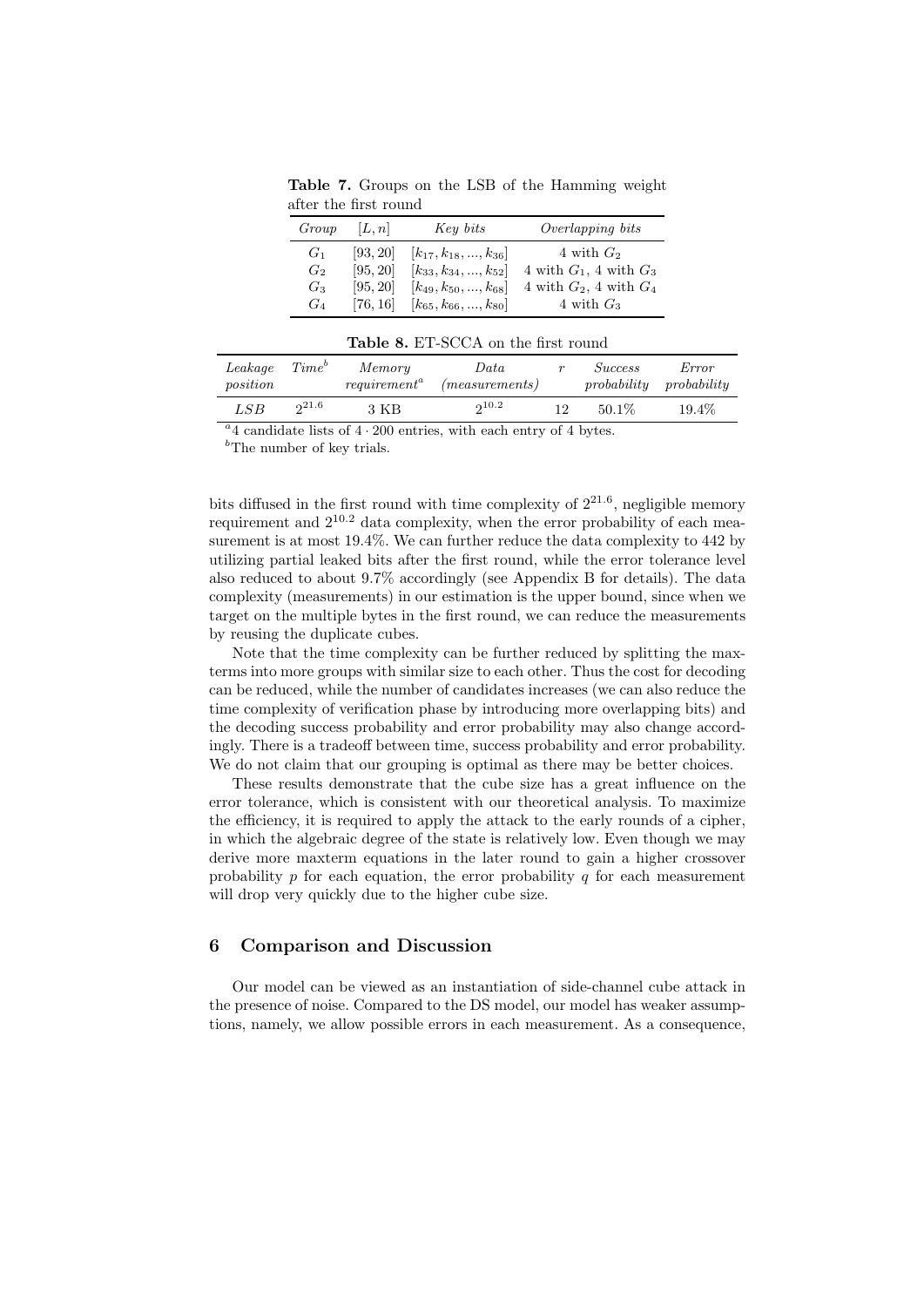**Table 7.** Groups on the LSB of the Hamming weight after the first round

| *Group* | $[L, n]$ | *Key bits* | *Overlapping bits* |
|---|---|---|---|
| $G_1$ | $[93, 20]$ | $[k_{17}, k_{18}, ..., k_{36}]$ | 4 with $G_2$ |
| $G_2$ | $[95, 20]$ | $[k_{33}, k_{34}, ..., k_{52}]$ | 4 with $G_1$, 4 with $G_3$ |
| $G_3$ | $[95, 20]$ | $[k_{49}, k_{50}, ..., k_{68}]$ | 4 with $G_2$, 4 with $G_4$ |
| $G_4$ | $[76, 16]$ | $[k_{65}, k_{66}, ..., k_{80}]$ | 4 with $G_3$ |

**Table 8.** ET-SCCA on the first round

| *Leakage position* | *Time*[b] | *Memory requirement*[a] | *Data (measurements)* | $r$ | *Success probability* | *Error probability* |
|---|---|---|---|---|---|---|
| *LSB* | $2^{21.6}$ | 3 KB | $2^{10.2}$ | 12 | 50.1% | 19.4% |

[a] 4 candidate lists of $4 \cdot 200$ entries, with each entry of 4 bytes.

[b] The number of key trials.

bits diffused in the first round with time complexity of $2^{21.6}$, negligible memory requirement and $2^{10.2}$ data complexity, when the error probability of each measurement is at most 19.4%. We can further reduce the data complexity to 442 by utilizing partial leaked bits after the first round, while the error tolerance level also reduced to about 9.7% accordingly (see Appendix B for details). The data complexity (measurements) in our estimation is the upper bound, since when we target on the multiple bytes in the first round, we can reduce the measurements by reusing the duplicate cubes.

Note that the time complexity can be further reduced by splitting the maxterms into more groups with similar size to each other. Thus the cost for decoding can be reduced, while the number of candidates increases (we can also reduce the time complexity of verification phase by introducing more overlapping bits) and the decoding success probability and error probability may also change accordingly. There is a tradeoff between time, success probability and error probability. We do not claim that our grouping is optimal as there may be better choices.

These results demonstrate that the cube size has a great influence on the error tolerance, which is consistent with our theoretical analysis. To maximize the efficiency, it is required to apply the attack to the early rounds of a cipher, in which the algebraic degree of the state is relatively low. Even though we may derive more maxterm equations in the later round to gain a higher crossover probability $p$ for each equation, the error probability $q$ for each measurement will drop very quickly due to the higher cube size.

## 6 Comparison and Discussion

Our model can be viewed as an instantiation of side-channel cube attack in the presence of noise. Compared to the DS model, our model has weaker assumptions, namely, we allow possible errors in each measurement. As a consequence,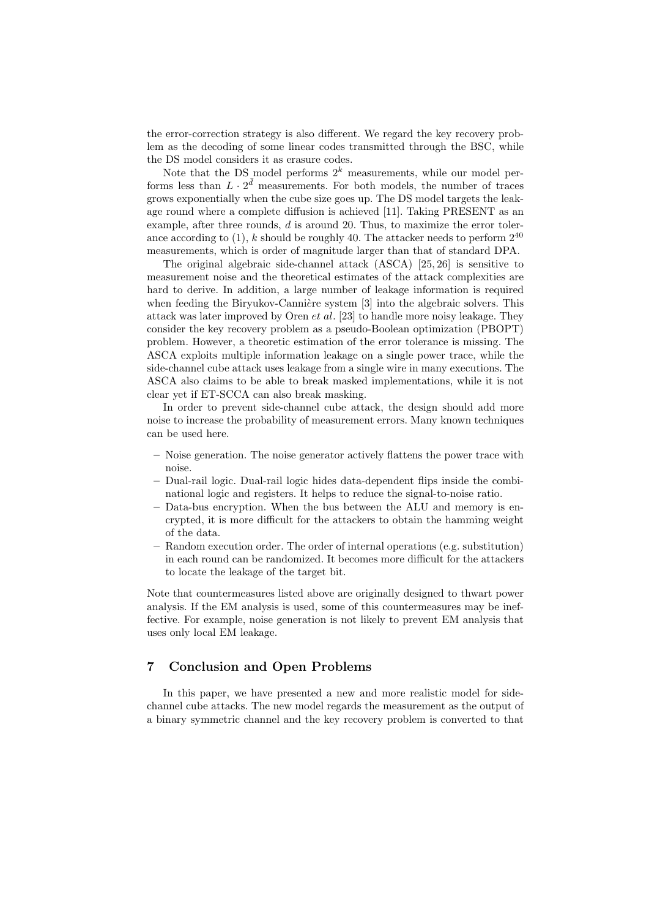the error-correction strategy is also different. We regard the key recovery problem as the decoding of some linear codes transmitted through the BSC, while the DS model considers it as erasure codes.

Note that the DS model performs $2^k$ measurements, while our model performs less than $L \cdot 2^{\bar{d}}$ measurements. For both models, the number of traces grows exponentially when the cube size goes up. The DS model targets the leakage round where a complete diffusion is achieved [11]. Taking PRESENT as an example, after three rounds, $d$ is around 20. Thus, to maximize the error tolerance according to (1), $k$ should be roughly 40. The attacker needs to perform $2^{40}$ measurements, which is order of magnitude larger than that of standard DPA.

The original algebraic side-channel attack (ASCA) [25, 26] is sensitive to measurement noise and the theoretical estimates of the attack complexities are hard to derive. In addition, a large number of leakage information is required when feeding the Biryukov-Cannière system [3] into the algebraic solvers. This attack was later improved by Oren *et al*. [23] to handle more noisy leakage. They consider the key recovery problem as a pseudo-Boolean optimization (PBOPT) problem. However, a theoretic estimation of the error tolerance is missing. The ASCA exploits multiple information leakage on a single power trace, while the side-channel cube attack uses leakage from a single wire in many executions. The ASCA also claims to be able to break masked implementations, while it is not clear yet if ET-SCCA can also break masking.

In order to prevent side-channel cube attack, the design should add more noise to increase the probability of measurement errors. Many known techniques can be used here.

- Noise generation. The noise generator actively flattens the power trace with noise.
- Dual-rail logic. Dual-rail logic hides data-dependent flips inside the combinational logic and registers. It helps to reduce the signal-to-noise ratio.
- Data-bus encryption. When the bus between the ALU and memory is encrypted, it is more difficult for the attackers to obtain the hamming weight of the data.
- Random execution order. The order of internal operations (e.g. substitution) in each round can be randomized. It becomes more difficult for the attackers to locate the leakage of the target bit.

Note that countermeasures listed above are originally designed to thwart power analysis. If the EM analysis is used, some of this countermeasures may be ineffective. For example, noise generation is not likely to prevent EM analysis that uses only local EM leakage.

## 7 Conclusion and Open Problems

In this paper, we have presented a new and more realistic model for side-channel cube attacks. The new model regards the measurement as the output of a binary symmetric channel and the key recovery problem is converted to that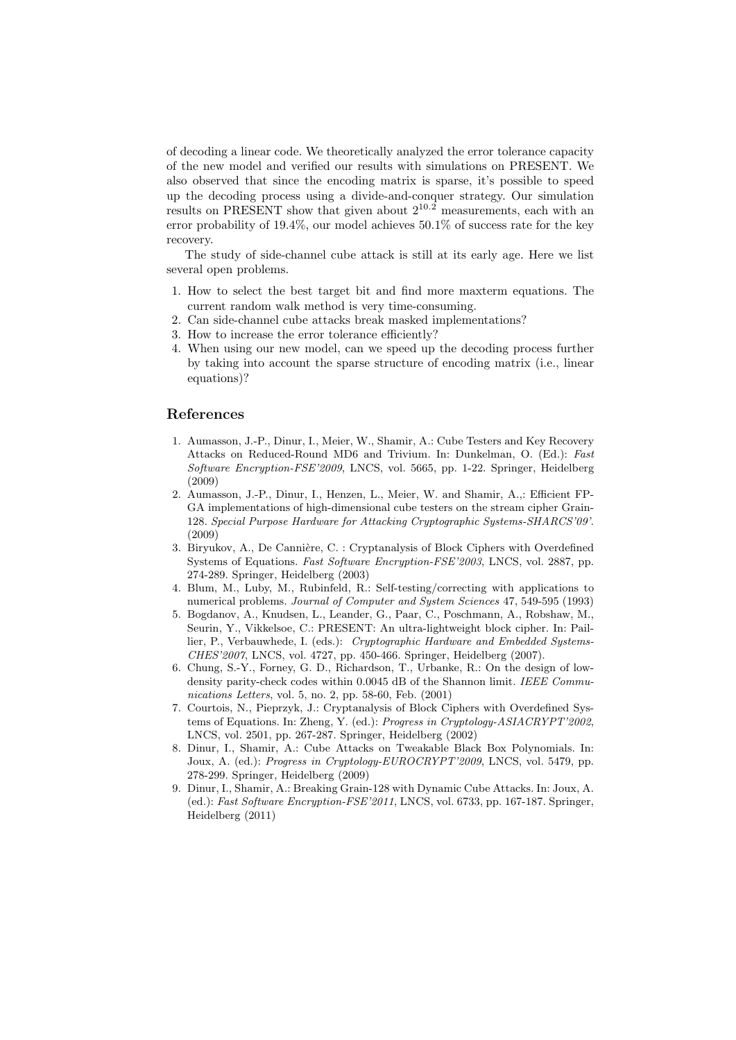of decoding a linear code. We theoretically analyzed the error tolerance capacity of the new model and verified our results with simulations on PRESENT. We also observed that since the encoding matrix is sparse, it's possible to speed up the decoding process using a divide-and-conquer strategy. Our simulation results on PRESENT show that given about $2^{10.2}$ measurements, each with an error probability of 19.4%, our model achieves 50.1% of success rate for the key recovery.

The study of side-channel cube attack is still at its early age. Here we list several open problems.

1. How to select the best target bit and find more maxterm equations. The current random walk method is very time-consuming.
2. Can side-channel cube attacks break masked implementations?
3. How to increase the error tolerance efficiently?
4. When using our new model, can we speed up the decoding process further by taking into account the sparse structure of encoding matrix (i.e., linear equations)?

## References

1. Aumasson, J.-P., Dinur, I., Meier, W., Shamir, A.: Cube Testers and Key Recovery Attacks on Reduced-Round MD6 and Trivium. In: Dunkelman, O. (Ed.): *Fast Software Encryption-FSE'2009*, LNCS, vol. 5665, pp. 1-22. Springer, Heidelberg (2009)
2. Aumasson, J.-P., Dinur, I., Henzen, L., Meier, W. and Shamir, A.,: Efficient FPGA implementations of high-dimensional cube testers on the stream cipher Grain-128. *Special Purpose Hardware for Attacking Cryptographic Systems-SHARCS'09'*. (2009)
3. Biryukov, A., De Cannière, C. : Cryptanalysis of Block Ciphers with Overdefined Systems of Equations. *Fast Software Encryption-FSE'2003*, LNCS, vol. 2887, pp. 274-289. Springer, Heidelberg (2003)
4. Blum, M., Luby, M., Rubinfeld, R.: Self-testing/correcting with applications to numerical problems. *Journal of Computer and System Sciences* 47, 549-595 (1993)
5. Bogdanov, A., Knudsen, L., Leander, G., Paar, C., Poschmann, A., Robshaw, M., Seurin, Y., Vikkelsoe, C.: PRESENT: An ultra-lightweight block cipher. In: Paillier, P., Verbauwhede, I. (eds.): *Cryptographic Hardware and Embedded Systems-CHES'2007*, LNCS, vol. 4727, pp. 450-466. Springer, Heidelberg (2007).
6. Chung, S.-Y., Forney, G. D., Richardson, T., Urbanke, R.: On the design of low-density parity-check codes within 0.0045 dB of the Shannon limit. *IEEE Communications Letters*, vol. 5, no. 2, pp. 58-60, Feb. (2001)
7. Courtois, N., Pieprzyk, J.: Cryptanalysis of Block Ciphers with Overdefined Systems of Equations. In: Zheng, Y. (ed.): *Progress in Cryptology-ASIACRYPT'2002*, LNCS, vol. 2501, pp. 267-287. Springer, Heidelberg (2002)
8. Dinur, I., Shamir, A.: Cube Attacks on Tweakable Black Box Polynomials. In: Joux, A. (ed.): *Progress in Cryptology-EUROCRYPT'2009*, LNCS, vol. 5479, pp. 278-299. Springer, Heidelberg (2009)
9. Dinur, I., Shamir, A.: Breaking Grain-128 with Dynamic Cube Attacks. In: Joux, A. (ed.): *Fast Software Encryption-FSE'2011*, LNCS, vol. 6733, pp. 167-187. Springer, Heidelberg (2011)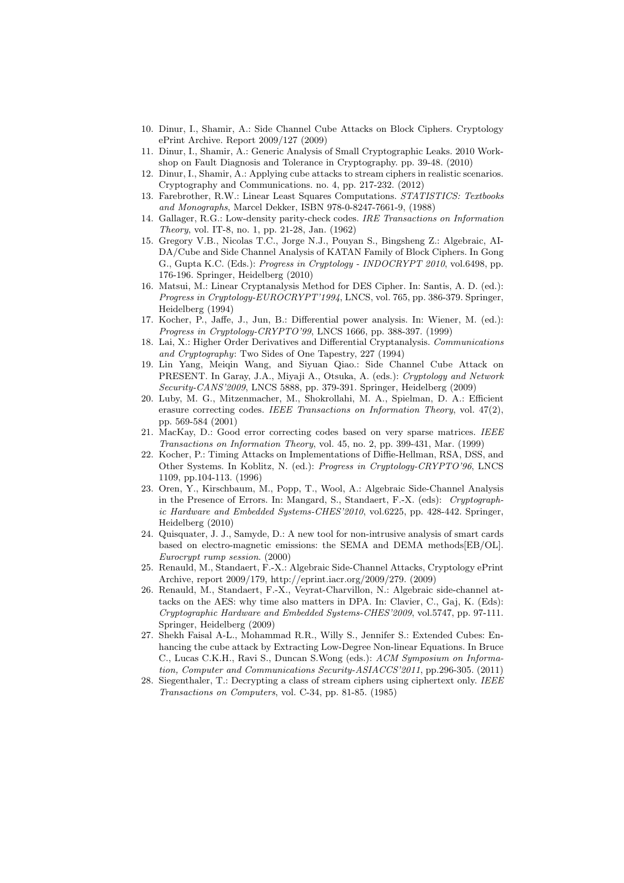10. Dinur, I., Shamir, A.: Side Channel Cube Attacks on Block Ciphers. Cryptology ePrint Archive. Report 2009/127 (2009)
11. Dinur, I., Shamir, A.: Generic Analysis of Small Cryptographic Leaks. 2010 Workshop on Fault Diagnosis and Tolerance in Cryptography. pp. 39-48. (2010)
12. Dinur, I., Shamir, A.: Applying cube attacks to stream ciphers in realistic scenarios. Cryptography and Communications. no. 4, pp. 217-232. (2012)
13. Farebrother, R.W.: Linear Least Squares Computations. *STATISTICS: Textbooks and Monographs*, Marcel Dekker, ISBN 978-0-8247-7661-9, (1988)
14. Gallager, R.G.: Low-density parity-check codes. *IRE Transactions on Information Theory*, vol. IT-8, no. 1, pp. 21-28, Jan. (1962)
15. Gregory V.B., Nicolas T.C., Jorge N.J., Pouyan S., Bingsheng Z.: Algebraic, AIDA/Cube and Side Channel Analysis of KATAN Family of Block Ciphers. In Gong G., Gupta K.C. (Eds.): *Progress in Cryptology - INDOCRYPT 2010*, vol.6498, pp. 176-196. Springer, Heidelberg (2010)
16. Matsui, M.: Linear Cryptanalysis Method for DES Cipher. In: Santis, A. D. (ed.): *Progress in Cryptology-EUROCRYPT'1994*, LNCS, vol. 765, pp. 386-379. Springer, Heidelberg (1994)
17. Kocher, P., Jaffe, J., Jun, B.: Differential power analysis. In: Wiener, M. (ed.): *Progress in Cryptology-CRYPTO'99*, LNCS 1666, pp. 388-397. (1999)
18. Lai, X.: Higher Order Derivatives and Differential Cryptanalysis. *Communications and Cryptography*: Two Sides of One Tapestry, 227 (1994)
19. Lin Yang, Meiqin Wang, and Siyuan Qiao.: Side Channel Cube Attack on PRESENT. In Garay, J.A., Miyaji A., Otsuka, A. (eds.): *Cryptology and Network Security-CANS'2009*, LNCS 5888, pp. 379-391. Springer, Heidelberg (2009)
20. Luby, M. G., Mitzenmacher, M., Shokrollahi, M. A., Spielman, D. A.: Efficient erasure correcting codes. *IEEE Transactions on Information Theory*, vol. 47(2), pp. 569-584 (2001)
21. MacKay, D.: Good error correcting codes based on very sparse matrices. *IEEE Transactions on Information Theory*, vol. 45, no. 2, pp. 399-431, Mar. (1999)
22. Kocher, P.: Timing Attacks on Implementations of Diffie-Hellman, RSA, DSS, and Other Systems. In Koblitz, N. (ed.): *Progress in Cryptology-CRYPTO'96*, LNCS 1109, pp.104-113. (1996)
23. Oren, Y., Kirschbaum, M., Popp, T., Wool, A.: Algebraic Side-Channel Analysis in the Presence of Errors. In: Mangard, S., Standaert, F.-X. (eds): *Cryptographic Hardware and Embedded Systems-CHES'2010*, vol.6225, pp. 428-442. Springer, Heidelberg (2010)
24. Quisquater, J. J., Samyde, D.: A new tool for non-intrusive analysis of smart cards based on electro-magnetic emissions: the SEMA and DEMA methods[EB/OL]. *Eurocrypt rump session*. (2000)
25. Renauld, M., Standaert, F.-X.: Algebraic Side-Channel Attacks, Cryptology ePrint Archive, report 2009/179, http://eprint.iacr.org/2009/279. (2009)
26. Renauld, M., Standaert, F.-X., Veyrat-Charvillon, N.: Algebraic side-channel attacks on the AES: why time also matters in DPA. In: Clavier, C., Gaj, K. (Eds): *Cryptographic Hardware and Embedded Systems-CHES'2009*, vol.5747, pp. 97-111. Springer, Heidelberg (2009)
27. Shekh Faisal A-L., Mohammad R.R., Willy S., Jennifer S.: Extended Cubes: Enhancing the cube attack by Extracting Low-Degree Non-linear Equations. In Bruce C., Lucas C.K.H., Ravi S., Duncan S.Wong (eds.): *ACM Symposium on Information, Computer and Communications Security-ASIACCS'2011*, pp.296-305. (2011)
28. Siegenthaler, T.: Decrypting a class of stream ciphers using ciphertext only. *IEEE Transactions on Computers*, vol. C-34, pp. 81-85. (1985)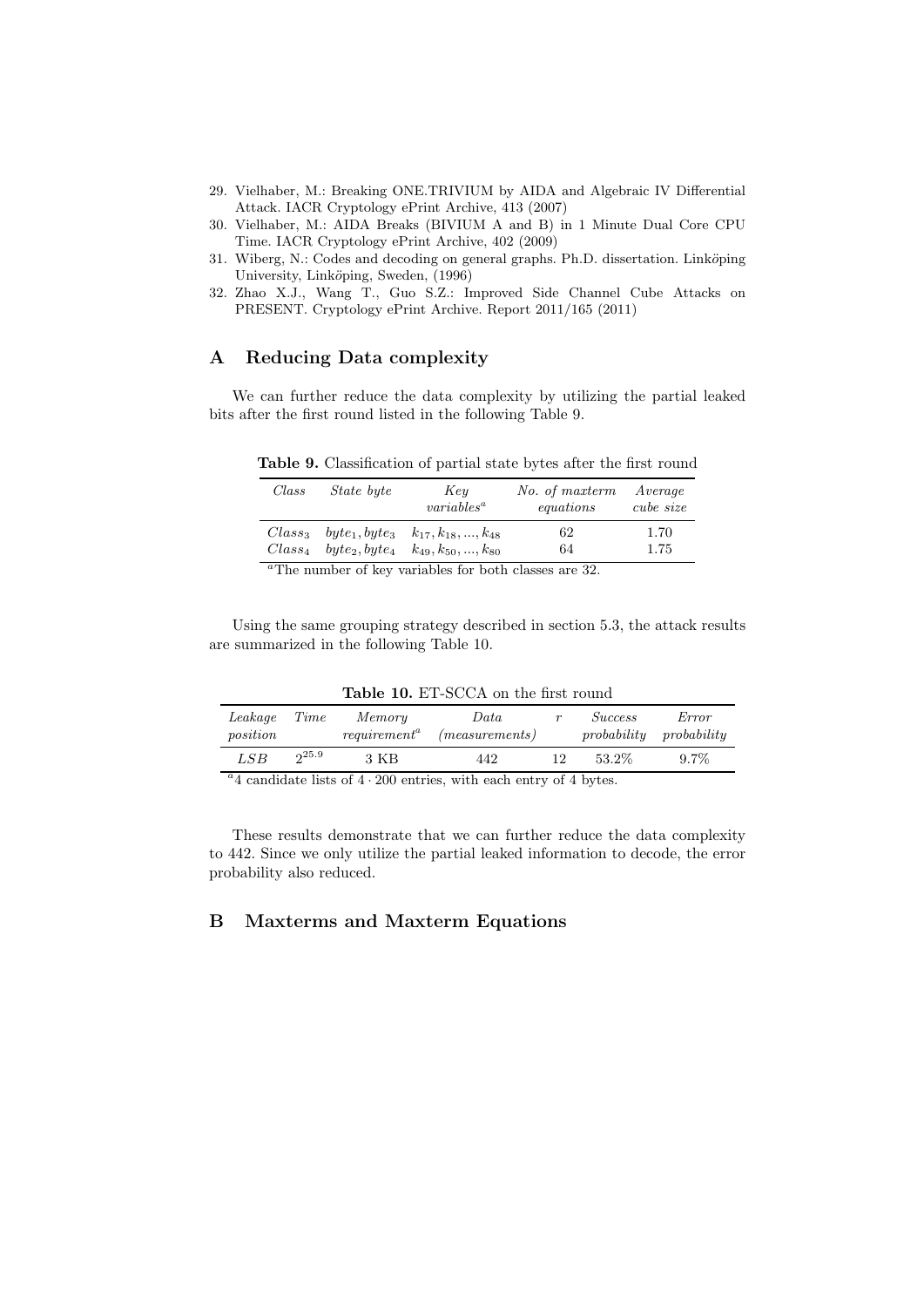29. Vielhaber, M.: Breaking ONE.TRIVIUM by AIDA and Algebraic IV Differential Attack. IACR Cryptology ePrint Archive, 413 (2007)
30. Vielhaber, M.: AIDA Breaks (BIVIUM A and B) in 1 Minute Dual Core CPU Time. IACR Cryptology ePrint Archive, 402 (2009)
31. Wiberg, N.: Codes and decoding on general graphs. Ph.D. dissertation. Linköping University, Linköping, Sweden, (1996)
32. Zhao X.J., Wang T., Guo S.Z.: Improved Side Channel Cube Attacks on PRESENT. Cryptology ePrint Archive. Report 2011/165 (2011)

## A Reducing Data complexity

We can further reduce the data complexity by utilizing the partial leaked bits after the first round listed in the following Table 9.

**Table 9.** Classification of partial state bytes after the first round

| *Class* | *State byte* | *Key variables*[a] | *No. of maxterm equations* | *Average cube size* |
|---|---|---|---|---|
| $Class_3$ | $byte_1, byte_3$ | $k_{17}, k_{18}, ..., k_{48}$ | 62 | 1.70 |
| $Class_4$ | $byte_2, byte_4$ | $k_{49}, k_{50}, ..., k_{80}$ | 64 | 1.75 |

[a] The number of key variables for both classes are 32.

Using the same grouping strategy described in section 5.3, the attack results are summarized in the following Table 10.

**Table 10.** ET-SCCA on the first round

| *Leakage position* | *Time* | *Memory requirement*[a] | *Data (measurements)* | $r$ | *Success probability* | *Error probability* |
|---|---|---|---|---|---|---|
| *LSB* | $2^{25.9}$ | 3 KB | 442 | 12 | 53.2% | 9.7% |

[a] 4 candidate lists of $4 \cdot 200$ entries, with each entry of 4 bytes.

These results demonstrate that we can further reduce the data complexity to 442. Since we only utilize the partial leaked information to decode, the error probability also reduced.

## B Maxterms and Maxterm Equations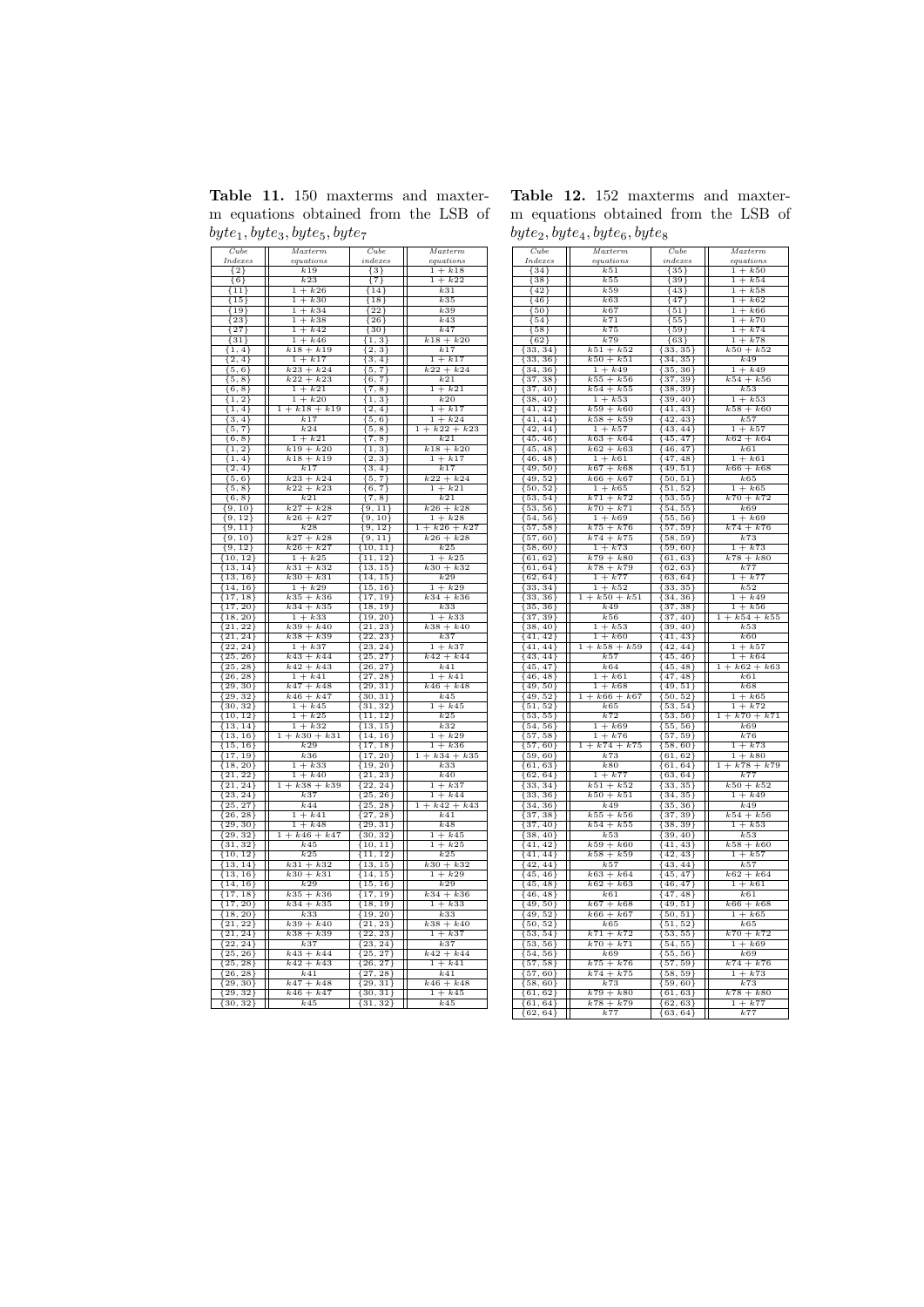**Table 11.** 150 maxterms and maxterm equations obtained from the LSB of $byte_1, byte_3, byte_5, byte_7$

| *Cube Indexes* | *Maxterm equations* | *Cube indexes* | *Maxterm equations* |
|---|---|---|---|
| {2} | $k19$ | {3} | $1+k18$ |
| {6} | $k23$ | {7} | $1+k22$ |
| {11} | $1+k26$ | {14} | $k31$ |
| {15} | $1+k30$ | {18} | $k35$ |
| {19} | $1+k34$ | {22} | $k39$ |
| {23} | $1+k38$ | {26} | $k43$ |
| {27} | $1+k42$ | {30} | $k47$ |
| {31} | $1+k46$ | {1, 3} | $k18+k20$ |
| {1, 4} | $k18+k19$ | {2, 3} | $k17$ |
| {2, 4} | $1+k17$ | {3, 4} | $1+k17$ |
| {5, 6} | $k23+k24$ | {5, 7} | $k22+k24$ |
| {5, 8} | $k22+k23$ | {6, 7} | $k21$ |
| {6, 8} | $1+k21$ | {7, 8} | $1+k21$ |
| {1, 2} | $1+k20$ | {1, 3} | $k20$ |
| {1, 4} | $1+k18+k19$ | {2, 4} | $1+k17$ |
| {3, 4} | $k17$ | {5, 6} | $1+k24$ |
| {5, 7} | $k24$ | {5, 8} | $1+k22+k23$ |
| {6, 8} | $1+k21$ | {7, 8} | $k21$ |
| {1, 2} | $k19+k20$ | {1, 3} | $k18+k20$ |
| {1, 4} | $k18+k19$ | {2, 3} | $1+k17$ |
| {2, 4} | $k17$ | {3, 4} | $k17$ |
| {5, 6} | $k23+k24$ | {5, 7} | $k22+k24$ |
| {5, 8} | $k22+k23$ | {6, 7} | $1+k21$ |
| {6, 8} | $k21$ | {7, 8} | $k21$ |
| {9, 10} | $k27+k28$ | {9, 11} | $k26+k28$ |
| {9, 12} | $k26+k27$ | {9, 10} | $1+k28$ |
| {9, 11} | $k28$ | {9, 12} | $1+k26+k27$ |
| {9, 10} | $k27+k28$ | {9, 11} | $k26+k28$ |
| {9, 12} | $k26+k27$ | {10, 11} | $k25$ |
| {10, 12} | $1+k25$ | {11, 12} | $1+k25$ |
| {13, 14} | $k31+k32$ | {13, 15} | $k30+k32$ |
| {13, 16} | $k30+k31$ | {14, 15} | $k29$ |
| {14, 16} | $1+k29$ | {15, 16} | $1+k29$ |
| {17, 18} | $k35+k36$ | {17, 19} | $k34+k36$ |
| {17, 20} | $k34+k35$ | {18, 19} | $k33$ |
| {18, 20} | $1+k33$ | {19, 20} | $1+k33$ |
| {21, 22} | $k39+k40$ | {21, 23} | $k38+k40$ |
| {21, 24} | $k38+k39$ | {22, 23} | $k37$ |
| {22, 24} | $1+k37$ | {23, 24} | $1+k37$ |
| {25, 26} | $k43+k44$ | {25, 27} | $k42+k44$ |
| {25, 28} | $k42+k43$ | {26, 27} | $k41$ |
| {26, 28} | $1+k41$ | {27, 28} | $1+k41$ |
| {29, 30} | $k47+k48$ | {29, 31} | $k46+k48$ |
| {29, 32} | $k46+k47$ | {30, 31} | $k45$ |
| {30, 32} | $1+k45$ | {31, 32} | $1+k45$ |
| {10, 12} | $1+k25$ | {11, 12} | $k25$ |
| {13, 14} | $1+k32$ | {13, 15} | $k32$ |
| {13, 16} | $1+k30+k31$ | {14, 16} | $1+k29$ |
| {15, 16} | $k29$ | {17, 18} | $1+k36$ |
| {17, 19} | $k36$ | {17, 20} | $1+k34+k35$ |
| {18, 20} | $1+k33$ | {19, 20} | $k33$ |
| {21, 22} | $1+k40$ | {21, 23} | $k40$ |
| {21, 24} | $1+k38+k39$ | {22, 24} | $1+k37$ |
| {23, 24} | $k37$ | {25, 26} | $1+k44$ |
| {25, 27} | $k44$ | {25, 28} | $1+k42+k43$ |
| {26, 28} | $1+k41$ | {27, 28} | $k41$ |
| {29, 30} | $1+k48$ | {29, 31} | $k48$ |
| {29, 32} | $1+k46+k47$ | {30, 32} | $1+k45$ |
| {31, 32} | $k45$ | {10, 11} | $1+k25$ |
| {10, 12} | $k25$ | {11, 12} | $k25$ |
| {13, 14} | $k31+k32$ | {13, 15} | $k30+k32$ |
| {13, 16} | $k30+k31$ | {14, 15} | $1+k29$ |
| {14, 16} | $k29$ | {15, 16} | $k29$ |
| {17, 18} | $k35+k36$ | {17, 19} | $k34+k36$ |
| {17, 20} | $k34+k35$ | {18, 19} | $1+k33$ |
| {18, 20} | $k33$ | {19, 20} | $k33$ |
| {21, 22} | $k39+k40$ | {21, 23} | $k38+k40$ |
| {21, 24} | $k38+k39$ | {22, 23} | $1+k37$ |
| {22, 24} | $k37$ | {23, 24} | $k37$ |
| {25, 26} | $k43+k44$ | {25, 27} | $k42+k44$ |
| {25, 28} | $k42+k43$ | {26, 27} | $1+k41$ |
| {26, 28} | $k41$ | {27, 28} | $k41$ |
| {29, 30} | $k47+k48$ | {29, 31} | $k46+k48$ |
| {29, 32} | $k46+k47$ | {30, 31} | $1+k45$ |
| {30, 32} | $k45$ | {31, 32} | $k45$ |

**Table 12.** 152 maxterms and maxterm equations obtained from the LSB of $byte_2, byte_4, byte_6, byte_8$

| *Cube Indexes* | *Maxterm equations* | *Cube indexes* | *Maxterm equations* |
|---|---|---|---|
| {34} | $k51$ | {35} | $1+k50$ |
| {38} | $k55$ | {39} | $1+k54$ |
| {42} | $k59$ | {43} | $1+k58$ |
| {46} | $k63$ | {47} | $1+k62$ |
| {50} | $k67$ | {51} | $1+k66$ |
| {54} | $k71$ | {55} | $1+k70$ |
| {58} | $k75$ | {59} | $1+k74$ |
| {62} | $k79$ | {63} | $1+k78$ |
| {33, 34} | $k51+k52$ | {33, 35} | $k50+k52$ |
| {33, 36} | $k50+k51$ | {34, 35} | $k49$ |
| {34, 36} | $1+k49$ | {35, 36} | $1+k49$ |
| {37, 38} | $k55+k56$ | {37, 39} | $k54+k56$ |
| {37, 40} | $k54+k55$ | {38, 39} | $k53$ |
| {38, 40} | $1+k53$ | {39, 40} | $1+k53$ |
| {41, 42} | $k59+k60$ | {41, 43} | $k58+k60$ |
| {41, 44} | $k58+k59$ | {42, 43} | $k57$ |
| {42, 44} | $1+k57$ | {43, 44} | $1+k57$ |
| {45, 46} | $k63+k64$ | {45, 47} | $k62+k64$ |
| {45, 48} | $k62+k63$ | {46, 47} | $k61$ |
| {46, 48} | $1+k61$ | {47, 48} | $1+k61$ |
| {49, 50} | $k67+k68$ | {49, 51} | $k66+k68$ |
| {49, 52} | $k66+k67$ | {50, 51} | $k65$ |
| {50, 52} | $1+k65$ | {51, 52} | $1+k65$ |
| {53, 54} | $k71+k72$ | {53, 55} | $k70+k72$ |
| {53, 56} | $k70+k71$ | {54, 55} | $k69$ |
| {54, 56} | $1+k69$ | {55, 56} | $1+k69$ |
| {57, 58} | $k75+k76$ | {57, 59} | $k74+k76$ |
| {57, 60} | $k74+k75$ | {58, 59} | $k73$ |
| {58, 60} | $1+k73$ | {59, 60} | $1+k73$ |
| {61, 62} | $k79+k80$ | {61, 63} | $k78+k80$ |
| {61, 64} | $k78+k79$ | {62, 63} | $k77$ |
| {62, 64} | $1+k77$ | {63, 64} | $1+k77$ |
| {33, 34} | $1+k52$ | {33, 35} | $k52$ |
| {33, 36} | $1+k50+k51$ | {34, 36} | $1+k49$ |
| {35, 36} | $k49$ | {37, 38} | $1+k56$ |
| {37, 39} | $k56$ | {37, 40} | $1+k54+k55$ |
| {38, 40} | $1+k53$ | {39, 40} | $k53$ |
| {41, 42} | $1+k60$ | {41, 43} | $k60$ |
| {41, 44} | $1+k58+k59$ | {42, 44} | $1+k57$ |
| {43, 44} | $k57$ | {45, 46} | $1+k64$ |
| {45, 47} | $k64$ | {45, 48} | $1+k62+k63$ |
| {46, 48} | $1+k61$ | {47, 48} | $k61$ |
| {49, 50} | $1+k68$ | {49, 51} | $k68$ |
| {49, 52} | $1+k66+k67$ | {50, 52} | $1+k65$ |
| {51, 52} | $k65$ | {53, 54} | $1+k72$ |
| {53, 55} | $k72$ | {53, 56} | $1+k70+k71$ |
| {54, 56} | $1+k69$ | {55, 56} | $k69$ |
| {57, 58} | $1+k76$ | {57, 59} | $k76$ |
| {57, 60} | $1+k74+k75$ | {58, 60} | $1+k73$ |
| {59, 60} | $k73$ | {61, 62} | $1+k80$ |
| {61, 63} | $k80$ | {61, 64} | $1+k78+k79$ |
| {62, 64} | $1+k77$ | {63, 64} | $k77$ |
| {33, 34} | $k51+k52$ | {33, 35} | $k50+k52$ |
| {33, 36} | $k50+k51$ | {34, 35} | $1+k49$ |
| {34, 36} | $k49$ | {35, 36} | $k49$ |
| {37, 38} | $k55+k56$ | {37, 39} | $k54+k56$ |
| {37, 40} | $k54+k55$ | {38, 39} | $1+k53$ |
| {38, 40} | $k53$ | {39, 40} | $k53$ |
| {41, 42} | $k59+k60$ | {41, 43} | $k58+k60$ |
| {41, 44} | $k58+k59$ | {42, 43} | $1+k57$ |
| {42, 44} | $k57$ | {43, 44} | $k57$ |
| {45, 46} | $k63+k64$ | {45, 47} | $k62+k64$ |
| {45, 48} | $k62+k63$ | {46, 47} | $1+k61$ |
| {46, 48} | $k61$ | {47, 48} | $k61$ |
| {49, 50} | $k67+k68$ | {49, 51} | $k66+k68$ |
| {49, 52} | $k66+k67$ | {50, 51} | $1+k65$ |
| {50, 52} | $k65$ | {51, 52} | $k65$ |
| {53, 54} | $k71+k72$ | {53, 55} | $k70+k72$ |
| {53, 56} | $k70+k71$ | {54, 55} | $1+k69$ |
| {54, 56} | $k69$ | {55, 56} | $k69$ |
| {57, 58} | $k75+k76$ | {57, 59} | $k74+k76$ |
| {57, 60} | $k74+k75$ | {58, 59} | $1+k73$ |
| {58, 60} | $k73$ | {59, 60} | $k73$ |
| {61, 62} | $k79+k80$ | {61, 63} | $k78+k80$ |
| {61, 64} | $k78+k79$ | {62, 63} | $1+k77$ |
| {62, 64} | $k77$ | {63, 64} | $k77$ |